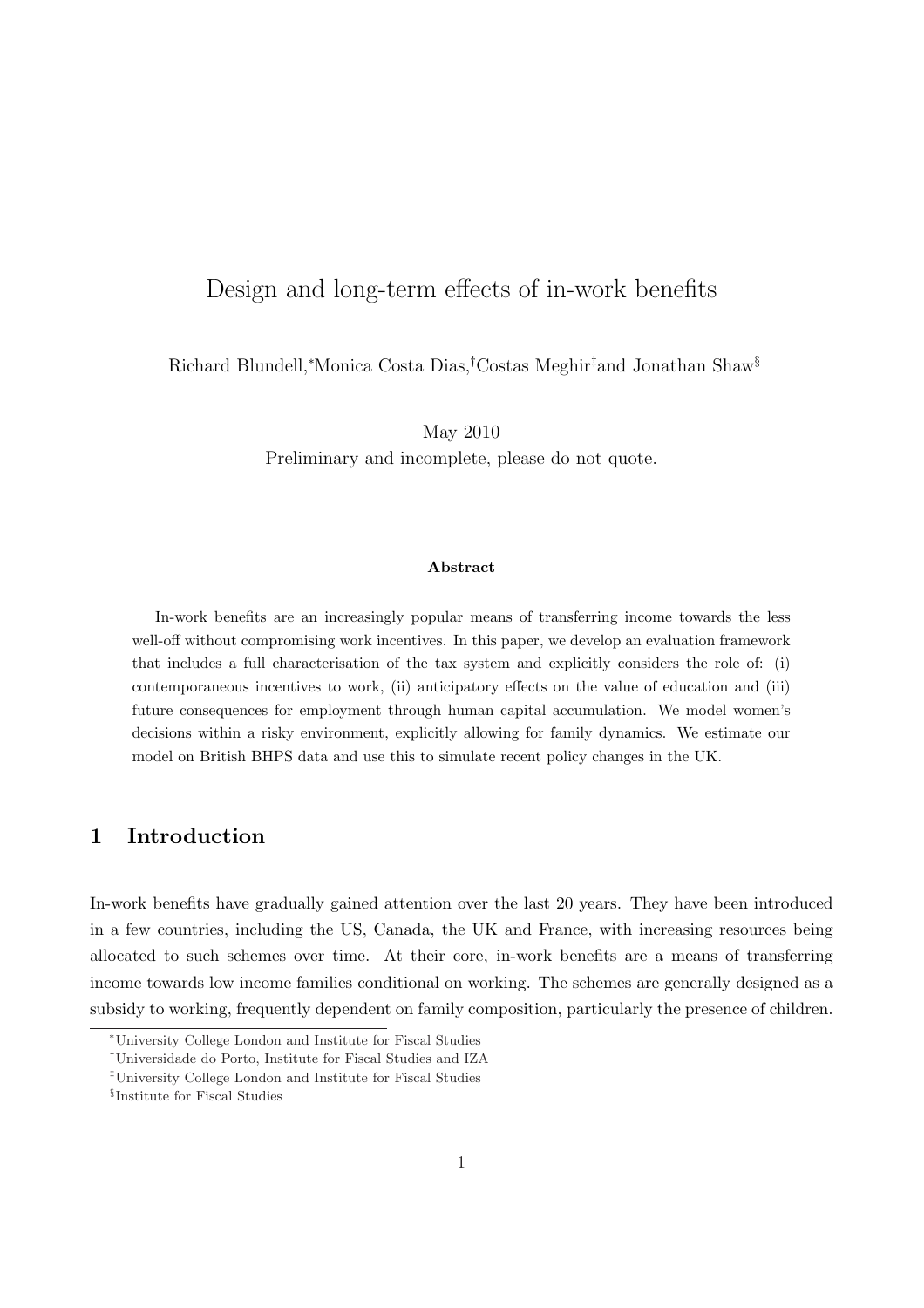# Design and long-term effects of in-work benefits

Richard Blundell,[*] Monica Costa Dias,[†] Costas Meghir[‡] and Jonathan Shaw[§]

May 2010

Preliminary and incomplete, please do not quote.

**Abstract**

In-work benefits are an increasingly popular means of transferring income towards the less well-off without compromising work incentives. In this paper, we develop an evaluation framework that includes a full characterisation of the tax system and explicitly considers the role of: (i) contemporaneous incentives to work, (ii) anticipatory effects on the value of education and (iii) future consequences for employment through human capital accumulation. We model women's decisions within a risky environment, explicitly allowing for family dynamics. We estimate our model on British BHPS data and use this to simulate recent policy changes in the UK.

## 1 Introduction

In-work benefits have gradually gained attention over the last 20 years. They have been introduced in a few countries, including the US, Canada, the UK and France, with increasing resources being allocated to such schemes over time. At their core, in-work benefits are a means of transferring income towards low income families conditional on working. The schemes are generally designed as a subsidy to working, frequently dependent on family composition, particularly the presence of children.

[*] University College London and Institute for Fiscal Studies

[†] Universidade do Porto, Institute for Fiscal Studies and IZA

[‡] University College London and Institute for Fiscal Studies

[§] Institute for Fiscal Studies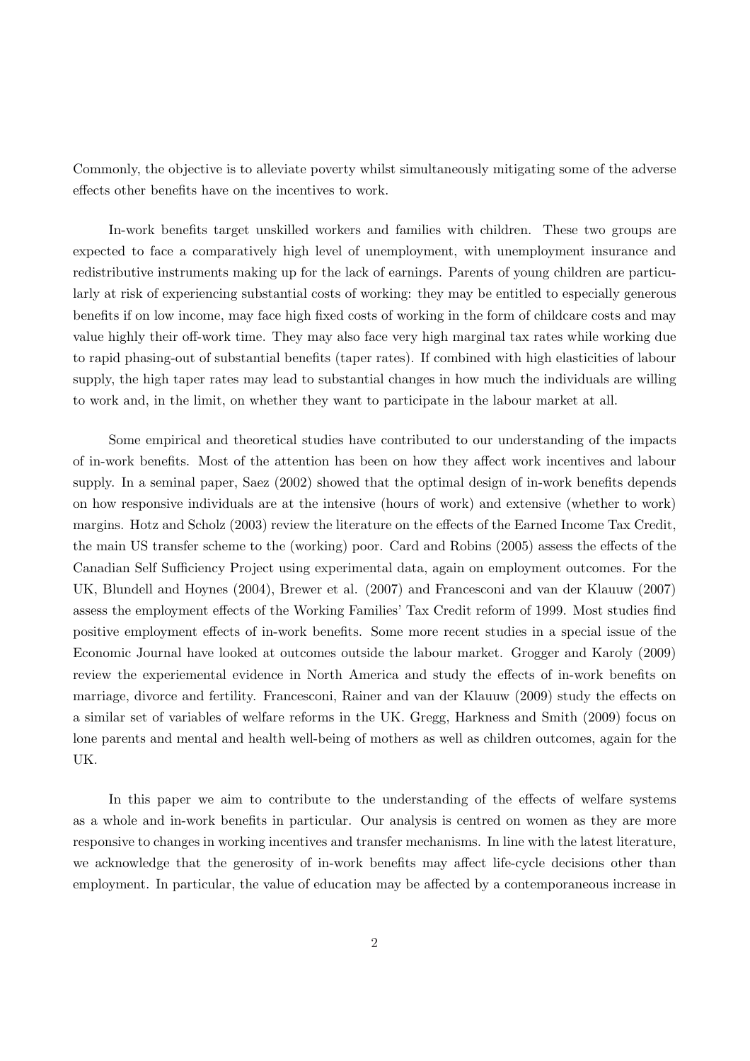Commonly, the objective is to alleviate poverty whilst simultaneously mitigating some of the adverse effects other benefits have on the incentives to work.

In-work benefits target unskilled workers and families with children. These two groups are expected to face a comparatively high level of unemployment, with unemployment insurance and redistributive instruments making up for the lack of earnings. Parents of young children are particularly at risk of experiencing substantial costs of working: they may be entitled to especially generous benefits if on low income, may face high fixed costs of working in the form of childcare costs and may value highly their off-work time. They may also face very high marginal tax rates while working due to rapid phasing-out of substantial benefits (taper rates). If combined with high elasticities of labour supply, the high taper rates may lead to substantial changes in how much the individuals are willing to work and, in the limit, on whether they want to participate in the labour market at all.

Some empirical and theoretical studies have contributed to our understanding of the impacts of in-work benefits. Most of the attention has been on how they affect work incentives and labour supply. In a seminal paper, Saez (2002) showed that the optimal design of in-work benefits depends on how responsive individuals are at the intensive (hours of work) and extensive (whether to work) margins. Hotz and Scholz (2003) review the literature on the effects of the Earned Income Tax Credit, the main US transfer scheme to the (working) poor. Card and Robins (2005) assess the effects of the Canadian Self Sufficiency Project using experimental data, again on employment outcomes. For the UK, Blundell and Hoynes (2004), Brewer et al. (2007) and Francesconi and van der Klauuw (2007) assess the employment effects of the Working Families' Tax Credit reform of 1999. Most studies find positive employment effects of in-work benefits. Some more recent studies in a special issue of the Economic Journal have looked at outcomes outside the labour market. Grogger and Karoly (2009) review the experiemental evidence in North America and study the effects of in-work benefits on marriage, divorce and fertility. Francesconi, Rainer and van der Klauuw (2009) study the effects on a similar set of variables of welfare reforms in the UK. Gregg, Harkness and Smith (2009) focus on lone parents and mental and health well-being of mothers as well as children outcomes, again for the UK.

In this paper we aim to contribute to the understanding of the effects of welfare systems as a whole and in-work benefits in particular. Our analysis is centred on women as they are more responsive to changes in working incentives and transfer mechanisms. In line with the latest literature, we acknowledge that the generosity of in-work benefits may affect life-cycle decisions other than employment. In particular, the value of education may be affected by a contemporaneous increase in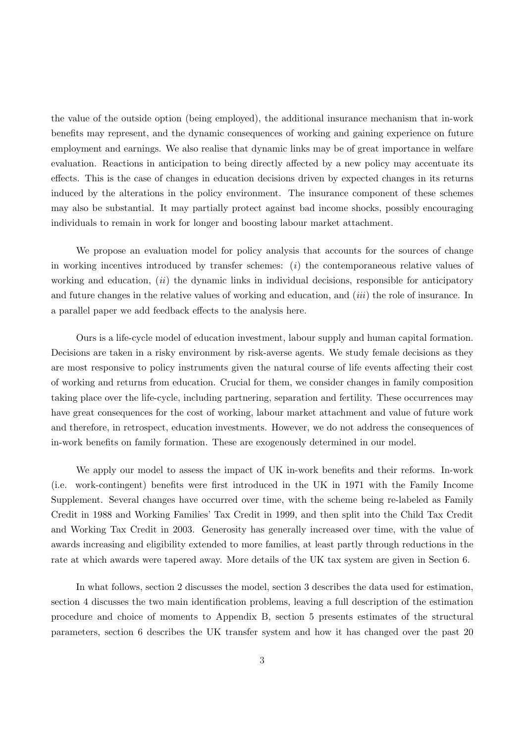the value of the outside option (being employed), the additional insurance mechanism that in-work benefits may represent, and the dynamic consequences of working and gaining experience on future employment and earnings. We also realise that dynamic links may be of great importance in welfare evaluation. Reactions in anticipation to being directly affected by a new policy may accentuate its effects. This is the case of changes in education decisions driven by expected changes in its returns induced by the alterations in the policy environment. The insurance component of these schemes may also be substantial. It may partially protect against bad income shocks, possibly encouraging individuals to remain in work for longer and boosting labour market attachment.

We propose an evaluation model for policy analysis that accounts for the sources of change in working incentives introduced by transfer schemes: (*i*) the contemporaneous relative values of working and education, (*ii*) the dynamic links in individual decisions, responsible for anticipatory and future changes in the relative values of working and education, and (*iii*) the role of insurance. In a parallel paper we add feedback effects to the analysis here.

Ours is a life-cycle model of education investment, labour supply and human capital formation. Decisions are taken in a risky environment by risk-averse agents. We study female decisions as they are most responsive to policy instruments given the natural course of life events affecting their cost of working and returns from education. Crucial for them, we consider changes in family composition taking place over the life-cycle, including partnering, separation and fertility. These occurrences may have great consequences for the cost of working, labour market attachment and value of future work and therefore, in retrospect, education investments. However, we do not address the consequences of in-work benefits on family formation. These are exogenously determined in our model.

We apply our model to assess the impact of UK in-work benefits and their reforms. In-work (i.e. work-contingent) benefits were first introduced in the UK in 1971 with the Family Income Supplement. Several changes have occurred over time, with the scheme being re-labeled as Family Credit in 1988 and Working Families' Tax Credit in 1999, and then split into the Child Tax Credit and Working Tax Credit in 2003. Generosity has generally increased over time, with the value of awards increasing and eligibility extended to more families, at least partly through reductions in the rate at which awards were tapered away. More details of the UK tax system are given in Section 6.

In what follows, section 2 discusses the model, section 3 describes the data used for estimation, section 4 discusses the two main identification problems, leaving a full description of the estimation procedure and choice of moments to Appendix B, section 5 presents estimates of the structural parameters, section 6 describes the UK transfer system and how it has changed over the past 20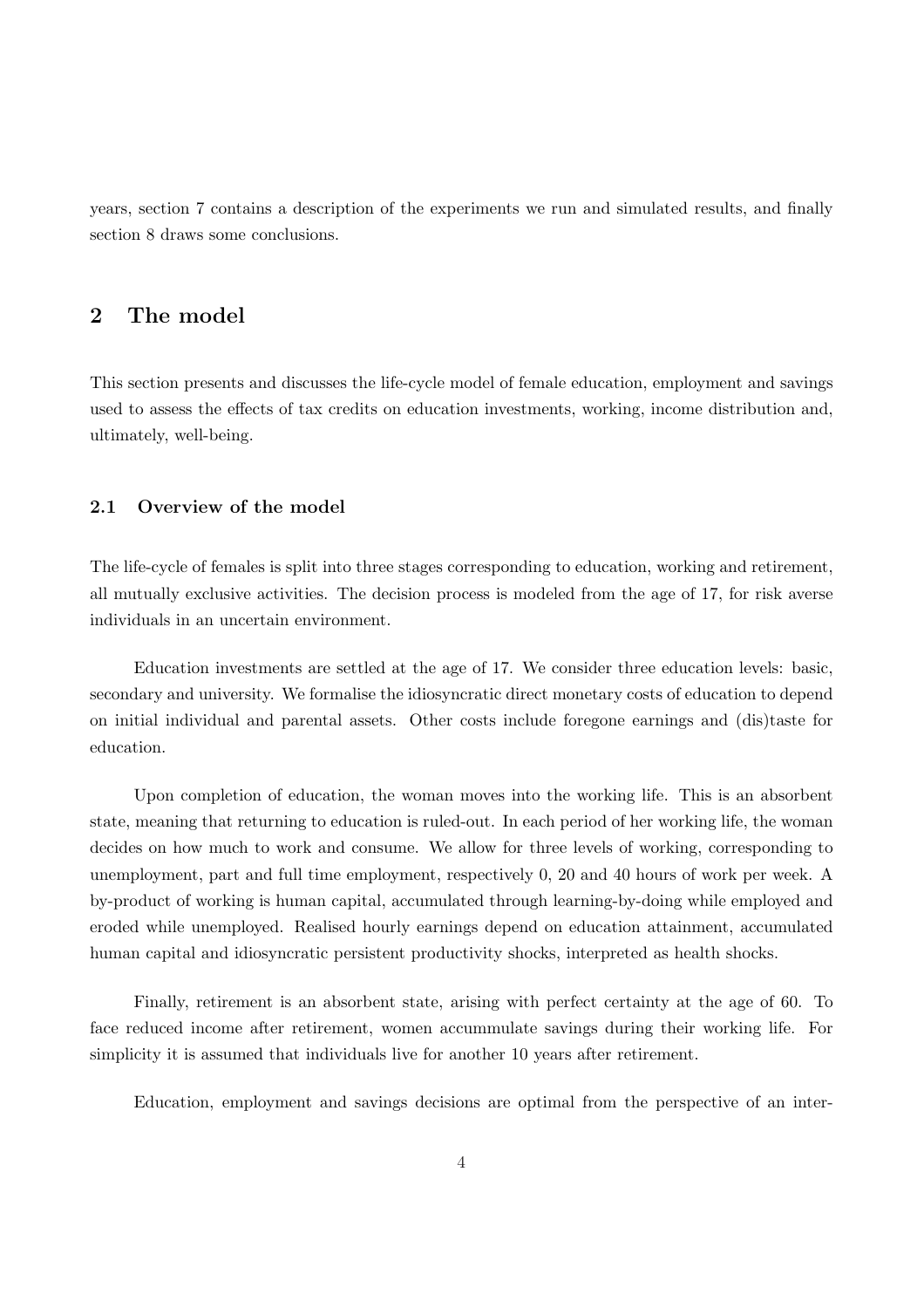years, section 7 contains a description of the experiments we run and simulated results, and finally section 8 draws some conclusions.

## 2 The model

This section presents and discusses the life-cycle model of female education, employment and savings used to assess the effects of tax credits on education investments, working, income distribution and, ultimately, well-being.

### 2.1 Overview of the model

The life-cycle of females is split into three stages corresponding to education, working and retirement, all mutually exclusive activities. The decision process is modeled from the age of 17, for risk averse individuals in an uncertain environment.

Education investments are settled at the age of 17. We consider three education levels: basic, secondary and university. We formalise the idiosyncratic direct monetary costs of education to depend on initial individual and parental assets. Other costs include foregone earnings and (dis)taste for education.

Upon completion of education, the woman moves into the working life. This is an absorbent state, meaning that returning to education is ruled-out. In each period of her working life, the woman decides on how much to work and consume. We allow for three levels of working, corresponding to unemployment, part and full time employment, respectively 0, 20 and 40 hours of work per week. A by-product of working is human capital, accumulated through learning-by-doing while employed and eroded while unemployed. Realised hourly earnings depend on education attainment, accumulated human capital and idiosyncratic persistent productivity shocks, interpreted as health shocks.

Finally, retirement is an absorbent state, arising with perfect certainty at the age of 60. To face reduced income after retirement, women accummulate savings during their working life. For simplicity it is assumed that individuals live for another 10 years after retirement.

Education, employment and savings decisions are optimal from the perspective of an inter-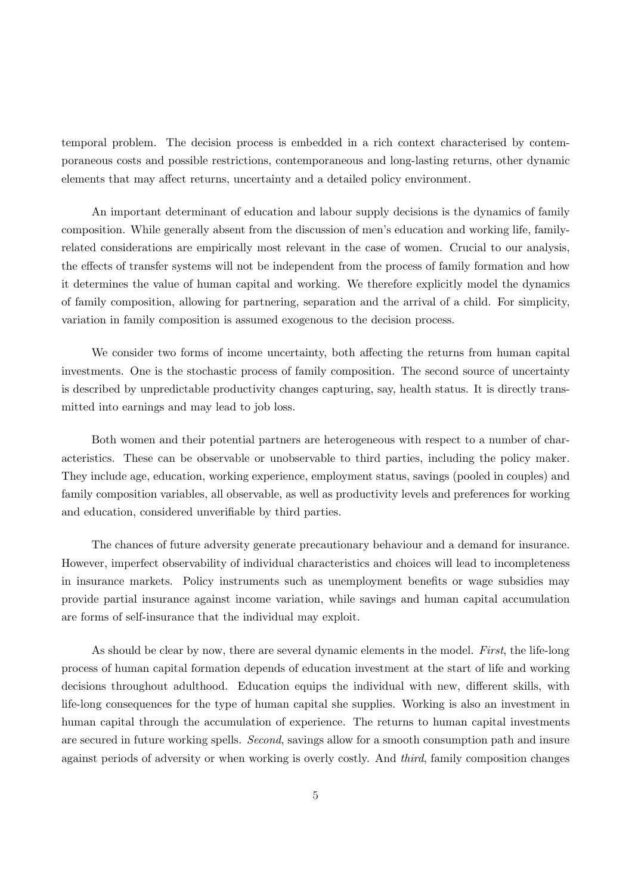temporal problem. The decision process is embedded in a rich context characterised by contemporaneous costs and possible restrictions, contemporaneous and long-lasting returns, other dynamic elements that may affect returns, uncertainty and a detailed policy environment.

An important determinant of education and labour supply decisions is the dynamics of family composition. While generally absent from the discussion of men's education and working life, family-related considerations are empirically most relevant in the case of women. Crucial to our analysis, the effects of transfer systems will not be independent from the process of family formation and how it determines the value of human capital and working. We therefore explicitly model the dynamics of family composition, allowing for partnering, separation and the arrival of a child. For simplicity, variation in family composition is assumed exogenous to the decision process.

We consider two forms of income uncertainty, both affecting the returns from human capital investments. One is the stochastic process of family composition. The second source of uncertainty is described by unpredictable productivity changes capturing, say, health status. It is directly transmitted into earnings and may lead to job loss.

Both women and their potential partners are heterogeneous with respect to a number of characteristics. These can be observable or unobservable to third parties, including the policy maker. They include age, education, working experience, employment status, savings (pooled in couples) and family composition variables, all observable, as well as productivity levels and preferences for working and education, considered unverifiable by third parties.

The chances of future adversity generate precautionary behaviour and a demand for insurance. However, imperfect observability of individual characteristics and choices will lead to incompleteness in insurance markets. Policy instruments such as unemployment benefits or wage subsidies may provide partial insurance against income variation, while savings and human capital accumulation are forms of self-insurance that the individual may exploit.

As should be clear by now, there are several dynamic elements in the model. *First*, the life-long process of human capital formation depends of education investment at the start of life and working decisions throughout adulthood. Education equips the individual with new, different skills, with life-long consequences for the type of human capital she supplies. Working is also an investment in human capital through the accumulation of experience. The returns to human capital investments are secured in future working spells. *Second*, savings allow for a smooth consumption path and insure against periods of adversity or when working is overly costly. And *third*, family composition changes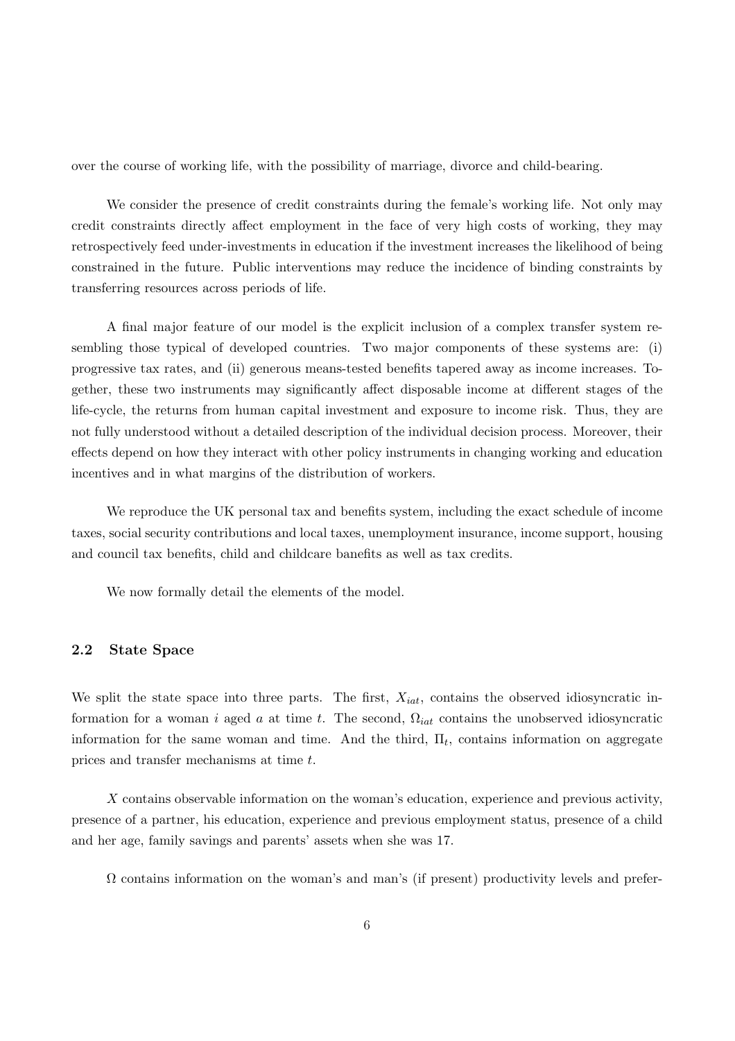over the course of working life, with the possibility of marriage, divorce and child-bearing.

We consider the presence of credit constraints during the female's working life. Not only may credit constraints directly affect employment in the face of very high costs of working, they may retrospectively feed under-investments in education if the investment increases the likelihood of being constrained in the future. Public interventions may reduce the incidence of binding constraints by transferring resources across periods of life.

A final major feature of our model is the explicit inclusion of a complex transfer system resembling those typical of developed countries. Two major components of these systems are: (i) progressive tax rates, and (ii) generous means-tested benefits tapered away as income increases. Together, these two instruments may significantly affect disposable income at different stages of the life-cycle, the returns from human capital investment and exposure to income risk. Thus, they are not fully understood without a detailed description of the individual decision process. Moreover, their effects depend on how they interact with other policy instruments in changing working and education incentives and in what margins of the distribution of workers.

We reproduce the UK personal tax and benefits system, including the exact schedule of income taxes, social security contributions and local taxes, unemployment insurance, income support, housing and council tax benefits, child and childcare banefits as well as tax credits.

We now formally detail the elements of the model.

### 2.2 State Space

We split the state space into three parts. The first, $X_{iat}$, contains the observed idiosyncratic information for a woman $i$ aged $a$ at time $t$. The second, $\Omega_{iat}$ contains the unobserved idiosyncratic information for the same woman and time. And the third, $\Pi_t$, contains information on aggregate prices and transfer mechanisms at time $t$.

$X$ contains observable information on the woman's education, experience and previous activity, presence of a partner, his education, experience and previous employment status, presence of a child and her age, family savings and parents' assets when she was 17.

$\Omega$ contains information on the woman's and man's (if present) productivity levels and prefer-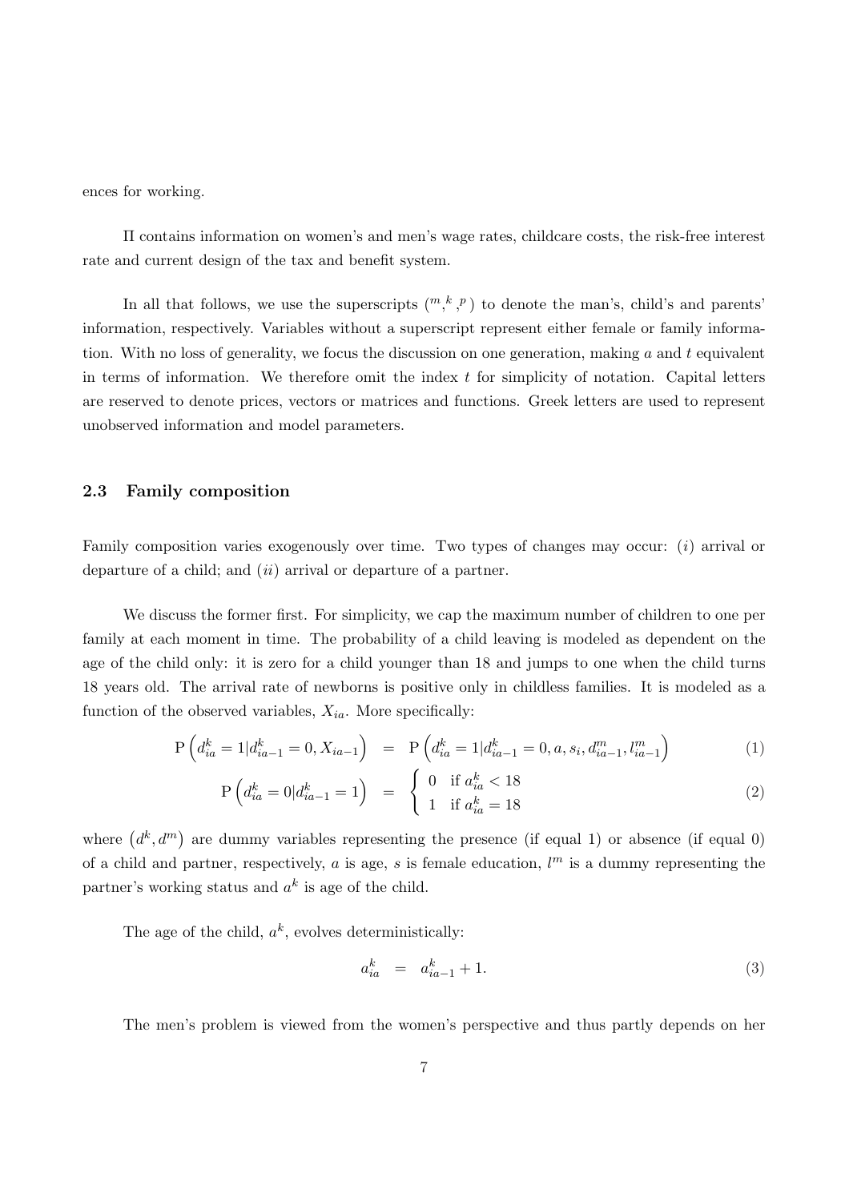ences for working.

$\Pi$ contains information on women's and men's wage rates, childcare costs, the risk-free interest rate and current design of the tax and benefit system.

In all that follows, we use the superscripts $(^m, ^k, ^p)$ to denote the man's, child's and parents' information, respectively. Variables without a superscript represent either female or family information. With no loss of generality, we focus the discussion on one generation, making $a$ and $t$ equivalent in terms of information. We therefore omit the index $t$ for simplicity of notation. Capital letters are reserved to denote prices, vectors or matrices and functions. Greek letters are used to represent unobserved information and model parameters.

### 2.3 Family composition

Family composition varies exogenously over time. Two types of changes may occur: $(i)$ arrival or departure of a child; and $(ii)$ arrival or departure of a partner.

We discuss the former first. For simplicity, we cap the maximum number of children to one per family at each moment in time. The probability of a child leaving is modeled as dependent on the age of the child only: it is zero for a child younger than 18 and jumps to one when the child turns 18 years old. The arrival rate of newborns is positive only in childless families. It is modeled as a function of the observed variables, $X_{ia}$. More specifically:

$$\mathrm{P}\left(d_{ia}^k = 1 | d_{ia-1}^k = 0, X_{ia-1}\right) = \mathrm{P}\left(d_{ia}^k = 1 | d_{ia-1}^k = 0, a, s_i, d_{ia-1}^m, l_{ia-1}^m\right) \quad (1)$$

$$\mathrm{P}\left(d_{ia}^k = 0 | d_{ia-1}^k = 1\right) = \begin{cases} 0 & \text{if } a_{ia}^k < 18 \\ 1 & \text{if } a_{ia}^k = 18 \end{cases} \quad (2)$$

where $(d^k, d^m)$ are dummy variables representing the presence (if equal 1) or absence (if equal 0) of a child and partner, respectively, $a$ is age, $s$ is female education, $l^m$ is a dummy representing the partner's working status and $a^k$ is age of the child.

The age of the child, $a^k$, evolves deterministically:

$$a_{ia}^k = a_{ia-1}^k + 1. \quad (3)$$

The men's problem is viewed from the women's perspective and thus partly depends on her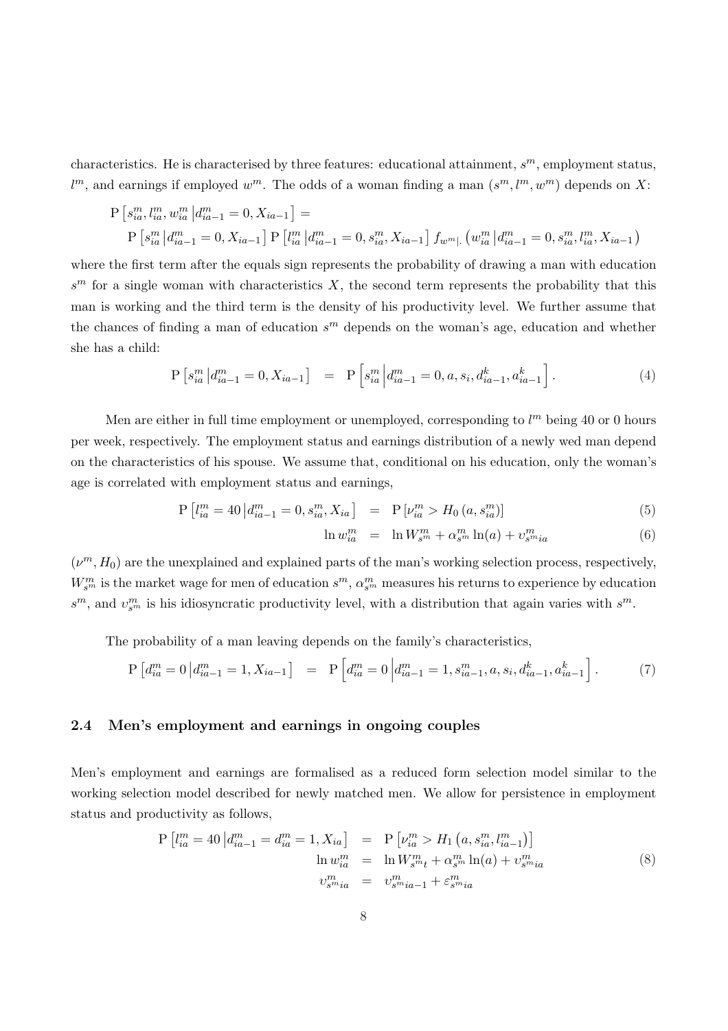characteristics. He is characterised by three features: educational attainment, $s^m$, employment status, $l^m$, and earnings if employed $w^m$. The odds of a woman finding a man $(s^m, l^m, w^m)$ depends on $X$:

$$
\begin{aligned}
&\mathrm{P}\left[s^m_{ia}, l^m_{ia}, w^m_{ia} \left| d^m_{ia-1} = 0, X_{ia-1}\right.\right] = \\
&\quad \mathrm{P}\left[s^m_{ia} \left| d^m_{ia-1} = 0, X_{ia-1}\right.\right] \mathrm{P}\left[l^m_{ia} \left| d^m_{ia-1} = 0, s^m_{ia}, X_{ia-1}\right.\right] f_{w^m|.}\left(w^m_{ia} \left| d^m_{ia-1} = 0, s^m_{ia}, l^m_{ia}, X_{ia-1}\right.\right)
\end{aligned}
$$

where the first term after the equals sign represents the probability of drawing a man with education $s^m$ for a single woman with characteristics $X$, the second term represents the probability that this man is working and the third term is the density of his productivity level. We further assume that the chances of finding a man of education $s^m$ depends on the woman's age, education and whether she has a child:

$$
\mathrm{P}\left[s^m_{ia} \left| d^m_{ia-1} = 0, X_{ia-1}\right.\right] = \mathrm{P}\left[s^m_{ia} \left| d^m_{ia-1} = 0, a, s_i, d^k_{ia-1}, a^k_{ia-1}\right.\right]. \tag{4}
$$

Men are either in full time employment or unemployed, corresponding to $l^m$ being 40 or 0 hours per week, respectively. The employment status and earnings distribution of a newly wed man depend on the characteristics of his spouse. We assume that, conditional on his education, only the woman's age is correlated with employment status and earnings,

$$
\mathrm{P}\left[l^m_{ia} = 40 \left| d^m_{ia-1} = 0, s^m_{ia}, X_{ia}\right.\right] = \mathrm{P}\left[\nu^m_{ia} > H_0\left(a, s^m_{ia}\right)\right] \tag{5}
$$

$$
\ln w^m_{ia} = \ln W^m_{s^m} + \alpha^m_{s^m} \ln(a) + \upsilon^m_{s^m ia} \tag{6}
$$

$(\nu^m, H_0)$ are the unexplained and explained parts of the man's working selection process, respectively, $W^m_{s^m}$ is the market wage for men of education $s^m$, $\alpha^m_{s^m}$ measures his returns to experience by education $s^m$, and $\upsilon^m_{s^m}$ is his idiosyncratic productivity level, with a distribution that again varies with $s^m$.

The probability of a man leaving depends on the family's characteristics,

$$
\mathrm{P}\left[d^m_{ia} = 0 \left| d^m_{ia-1} = 1, X_{ia-1}\right.\right] = \mathrm{P}\left[d^m_{ia} = 0 \left| d^m_{ia-1} = 1, s^m_{ia-1}, a, s_i, d^k_{ia-1}, a^k_{ia-1}\right.\right]. \tag{7}
$$

### 2.4 Men's employment and earnings in ongoing couples

Men's employment and earnings are formalised as a reduced form selection model similar to the working selection model described for newly matched men. We allow for persistence in employment status and productivity as follows,

$$
\begin{aligned}
\mathrm{P}\left[l^m_{ia} = 40 \left| d^m_{ia-1} = d^m_{ia} = 1, X_{ia}\right.\right] &= \mathrm{P}\left[\nu^m_{ia} > H_1\left(a, s^m_{ia}, l^m_{ia-1}\right)\right] \\
\ln w^m_{ia} &= \ln W^m_{s^m t} + \alpha^m_{s^m} \ln(a) + \upsilon^m_{s^m ia} \\
\upsilon^m_{s^m ia} &= \upsilon^m_{s^m ia-1} + \varepsilon^m_{s^m ia}
\end{aligned} \tag{8}
$$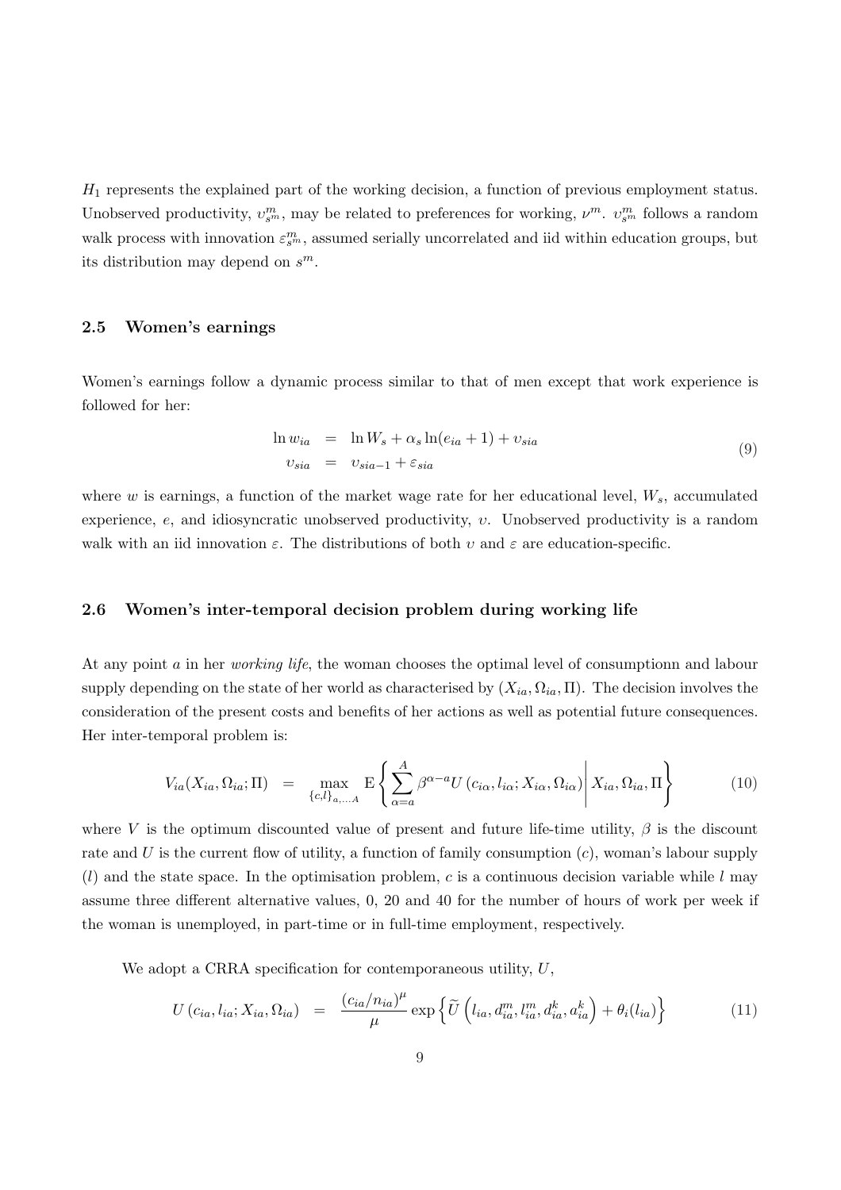$H_1$ represents the explained part of the working decision, a function of previous employment status. Unobserved productivity, $\upsilon^m_{s^m}$, may be related to preferences for working, $\nu^m$. $\upsilon^m_{s^m}$ follows a random walk process with innovation $\varepsilon^m_{s^m}$, assumed serially uncorrelated and iid within education groups, but its distribution may depend on $s^m$.

### 2.5 Women's earnings

Women's earnings follow a dynamic process similar to that of men except that work experience is followed for her:

$$
\begin{aligned}
\ln w_{ia} &= \ln W_s + \alpha_s \ln(e_{ia} + 1) + \upsilon_{sia} \\
\upsilon_{sia} &= \upsilon_{sia-1} + \varepsilon_{sia}
\end{aligned}
\tag{9}
$$

where $w$ is earnings, a function of the market wage rate for her educational level, $W_s$, accumulated experience, $e$, and idiosyncratic unobserved productivity, $\upsilon$. Unobserved productivity is a random walk with an iid innovation $\varepsilon$. The distributions of both $\upsilon$ and $\varepsilon$ are education-specific.

### 2.6 Women's inter-temporal decision problem during working life

At any point $a$ in her *working life*, the woman chooses the optimal level of consumptionn and labour supply depending on the state of her world as characterised by $(X_{ia}, \Omega_{ia}, \Pi)$. The decision involves the consideration of the present costs and benefits of her actions as well as potential future consequences. Her inter-temporal problem is:

$$
V_{ia}(X_{ia}, \Omega_{ia}; \Pi) = \max_{\{c,l\}_{a,\dots A}} \mathrm{E}\left\{ \sum_{\alpha=a}^{A} \beta^{\alpha-a} U\left(c_{i\alpha}, l_{i\alpha}; X_{i\alpha}, \Omega_{i\alpha}\right) \middle| X_{ia}, \Omega_{ia}, \Pi \right\}
\tag{10}
$$

where $V$ is the optimum discounted value of present and future life-time utility, $\beta$ is the discount rate and $U$ is the current flow of utility, a function of family consumption ($c$), woman's labour supply ($l$) and the state space. In the optimisation problem, $c$ is a continuous decision variable while $l$ may assume three different alternative values, 0, 20 and 40 for the number of hours of work per week if the woman is unemployed, in part-time or in full-time employment, respectively.

We adopt a CRRA specification for contemporaneous utility, $U$,

$$
U\left(c_{ia}, l_{ia}; X_{ia}, \Omega_{ia}\right) = \frac{\left(c_{ia}/n_{ia}\right)^{\mu}}{\mu} \exp\left\{ \widetilde{U}\left(l_{ia}, d^m_{ia}, l^m_{ia}, d^k_{ia}, a^k_{ia}\right) + \theta_i(l_{ia}) \right\}
\tag{11}
$$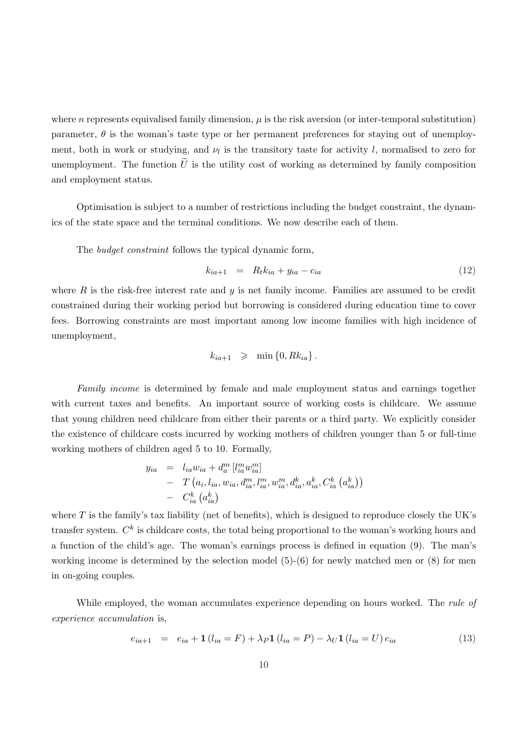where $n$ represents equivalised family dimension, $\mu$ is the risk aversion (or inter-temporal substitution) parameter, $\theta$ is the woman's taste type or her permanent preferences for staying out of unemployment, both in work or studying, and $\nu_l$ is the transitory taste for activity $l$, normalised to zero for unemployment. The function $\widetilde{U}$ is the utility cost of working as determined by family composition and employment status.

Optimisation is subject to a number of restrictions including the budget constraint, the dynamics of the state space and the terminal conditions. We now describe each of them.

The *budget constraint* follows the typical dynamic form,

$$k_{ia+1} \quad = \quad R_t k_{ia} + y_{ia} - c_{ia} \tag{12}$$

where $R$ is the risk-free interest rate and $y$ is net family income. Families are assumed to be credit constrained during their working period but borrowing is considered during education time to cover fees. Borrowing constraints are most important among low income families with high incidence of unemployment,

$$k_{ia+1} \quad \geqslant \quad \min\left\{0, Rk_{ia}\right\}.$$

*Family income* is determined by female and male employment status and earnings together with current taxes and benefits. An important source of working costs is childcare. We assume that young children need childcare from either their parents or a third party. We explicitly consider the existence of childcare costs incurred by working mothers of children younger than 5 or full-time working mothers of children aged 5 to 10. Formally,

$$\begin{aligned} y_{ia} &= l_{ia} w_{ia} + d_a^m \left[ l_{ia}^m w_{ia}^m \right] \\ &- T\left(a_i, l_{ia}, w_{ia}, d_{ia}^m, l_{ia}^m, w_{ia}^m, d_{ia}^k, a_{ia}^k, C_{ia}^k\left(a_{ia}^k\right)\right) \\ &- C_{ia}^k\left(a_{ia}^k\right) \end{aligned}$$

where $T$ is the family's tax liability (net of benefits), which is designed to reproduce closely the UK's transfer system. $C^k$ is childcare costs, the total being proportional to the woman's working hours and a function of the child's age. The woman's earnings process is defined in equation (9). The man's working income is determined by the selection model (5)-(6) for newly matched men or (8) for men in on-going couples.

While employed, the woman accumulates experience depending on hours worked. The *rule of experience accumulation* is,

$$e_{ia+1} \quad = \quad e_{ia} + \mathbf{1}\left(l_{ia} = F\right) + \lambda_P \mathbf{1}\left(l_{ia} = P\right) - \lambda_U \mathbf{1}\left(l_{ia} = U\right) e_{ia} \tag{13}$$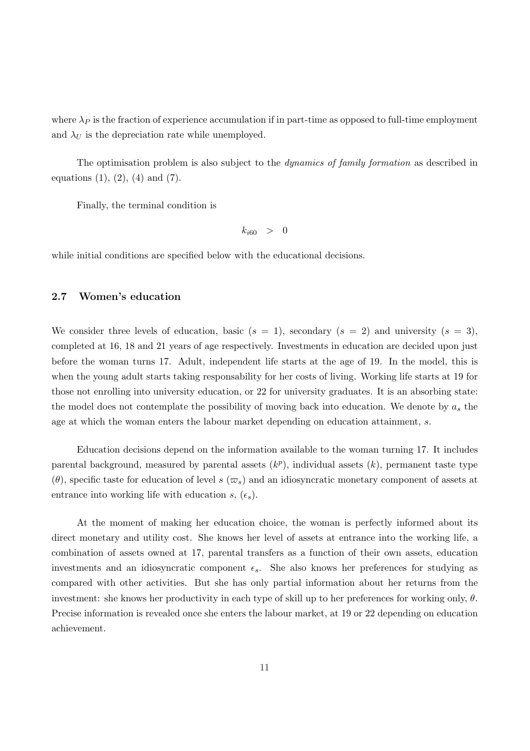where $\lambda_P$ is the fraction of experience accumulation if in part-time as opposed to full-time employment and $\lambda_U$ is the depreciation rate while unemployed.

The optimisation problem is also subject to the *dynamics of family formation* as described in equations (1), (2), (4) and (7).

Finally, the terminal condition is

$$k_{i60} \quad > \quad 0$$

while initial conditions are specified below with the educational decisions.

### 2.7 Women's education

We consider three levels of education, basic ($s = 1$), secondary ($s = 2$) and university ($s = 3$), completed at 16, 18 and 21 years of age respectively. Investments in education are decided upon just before the woman turns 17. Adult, independent life starts at the age of 19. In the model, this is when the young adult starts taking responsability for her costs of living. Working life starts at 19 for those not enrolling into university education, or 22 for university graduates. It is an absorbing state: the model does not contemplate the possibility of moving back into education. We denote by $a_s$ the age at which the woman enters the labour market depending on education attainment, $s$.

Education decisions depend on the information available to the woman turning 17. It includes parental background, measured by parental assets ($k^p$), individual assets ($k$), permanent taste type ($\theta$), specific taste for education of level $s$ ($\varpi_s$) and an idiosyncratic monetary component of assets at entrance into working life with education $s$, ($\epsilon_s$).

At the moment of making her education choice, the woman is perfectly informed about its direct monetary and utility cost. She knows her level of assets at entrance into the working life, a combination of assets owned at 17, parental transfers as a function of their own assets, education investments and an idiosyncratic component $\epsilon_s$. She also knows her preferences for studying as compared with other activities. But she has only partial information about her returns from the investment: she knows her productivity in each type of skill up to her preferences for working only, $\theta$. Precise information is revealed once she enters the labour market, at 19 or 22 depending on education achievement.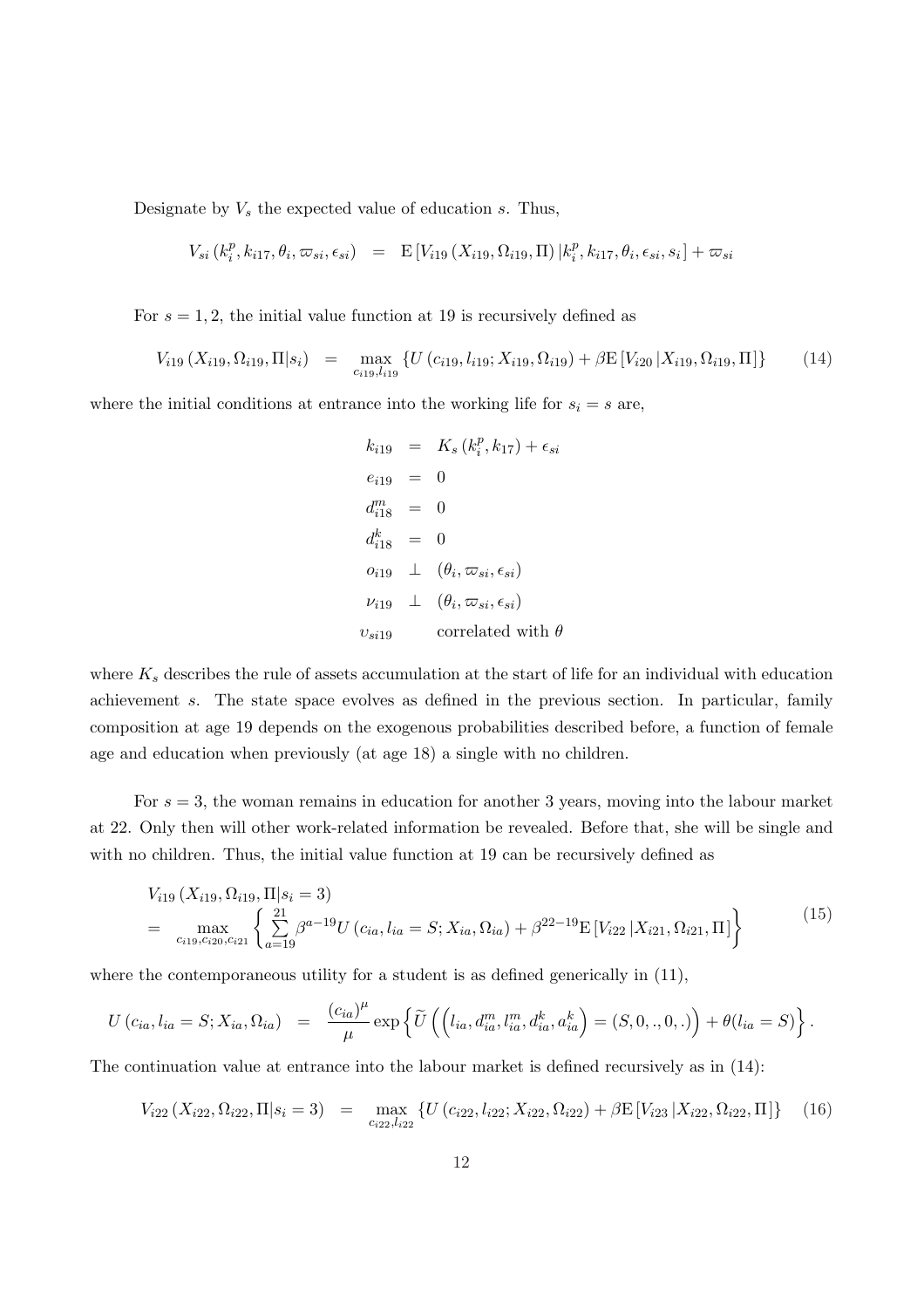Designate by $V_s$ the expected value of education $s$. Thus,

$$V_{si}\left(k_i^p, k_{i17}, \theta_i, \varpi_{si}, \epsilon_{si}\right) = \mathrm{E}\left[V_{i19}\left(X_{i19}, \Omega_{i19}, \Pi\right) | k_i^p, k_{i17}, \theta_i, \epsilon_{si}, s_i\right] + \varpi_{si}$$

For $s = 1, 2$, the initial value function at 19 is recursively defined as

$$V_{i19}\left(X_{i19}, \Omega_{i19}, \Pi | s_i\right) = \max_{c_{i19}, l_{i19}} \left\{ U\left(c_{i19}, l_{i19}; X_{i19}, \Omega_{i19}\right) + \beta \mathrm{E}\left[V_{i20}\left|X_{i19}, \Omega_{i19}, \Pi\right.\right]\right\} \tag{14}$$

where the initial conditions at entrance into the working life for $s_i = s$ are,

$$\begin{aligned}
k_{i19} &= K_s\left(k_i^p, k_{17}\right) + \epsilon_{si} \\
e_{i19} &= 0 \\
d_{i18}^m &= 0 \\
d_{i18}^k &= 0 \\
o_{i19} &\perp \left(\theta_i, \varpi_{si}, \epsilon_{si}\right) \\
\nu_{i19} &\perp \left(\theta_i, \varpi_{si}, \epsilon_{si}\right) \\
\upsilon_{si19} & \quad \text{correlated with } \theta
\end{aligned}$$

where $K_s$ describes the rule of assets accumulation at the start of life for an individual with education achievement $s$. The state space evolves as defined in the previous section. In particular, family composition at age 19 depends on the exogenous probabilities described before, a function of female age and education when previously (at age 18) a single with no children.

For $s = 3$, the woman remains in education for another 3 years, moving into the labour market at 22. Only then will other work-related information be revealed. Before that, she will be single and with no children. Thus, the initial value function at 19 can be recursively defined as

$$\begin{aligned}
&V_{i19}\left(X_{i19}, \Omega_{i19}, \Pi | s_i = 3\right) \\
&= \max_{c_{i19}, c_{i20}, c_{i21}} \left\{ \sum_{a=19}^{21} \beta^{a-19} U\left(c_{ia}, l_{ia} = S; X_{ia}, \Omega_{ia}\right) + \beta^{22-19} \mathrm{E}\left[V_{i22}\left|X_{i21}, \Omega_{i21}, \Pi\right.\right]\right\}
\end{aligned} \tag{15}$$

where the contemporaneous utility for a student is as defined generically in (11),

$$U\left(c_{ia}, l_{ia} = S; X_{ia}, \Omega_{ia}\right) = \frac{\left(c_{ia}\right)^\mu}{\mu} \exp\left\{ \widetilde{U}\left(\left(l_{ia}, d_{ia}^m, l_{ia}^m, d_{ia}^k, a_{ia}^k\right) = (S, 0, ., 0, .)\right) + \theta(l_{ia} = S)\right\}.$$

The continuation value at entrance into the labour market is defined recursively as in (14):

$$V_{i22}\left(X_{i22}, \Omega_{i22}, \Pi | s_i = 3\right) = \max_{c_{i22}, l_{i22}} \left\{ U\left(c_{i22}, l_{i22}; X_{i22}, \Omega_{i22}\right) + \beta \mathrm{E}\left[V_{i23}\left|X_{i22}, \Omega_{i22}, \Pi\right.\right]\right\} \tag{16}$$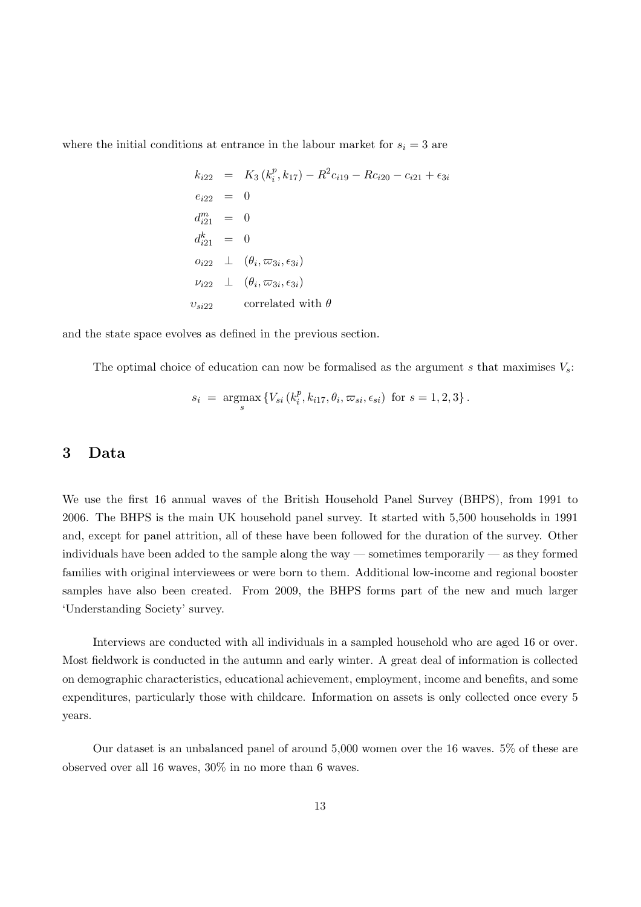where the initial conditions at entrance in the labour market for $s_i = 3$ are

$$
\begin{aligned}
k_{i22} &= K_3\left(k_i^p, k_{17}\right) - R^2 c_{i19} - R c_{i20} - c_{i21} + \epsilon_{3i} \\
e_{i22} &= 0 \\
d_{i21}^m &= 0 \\
d_{i21}^k &= 0 \\
o_{i22} &\perp \left(\theta_i, \varpi_{3i}, \epsilon_{3i}\right) \\
\nu_{i22} &\perp \left(\theta_i, \varpi_{3i}, \epsilon_{3i}\right) \\
\upsilon_{si22} & \quad \text{correlated with } \theta
\end{aligned}
$$

and the state space evolves as defined in the previous section.

The optimal choice of education can now be formalised as the argument $s$ that maximises $V_s$:

$$
s_i = \underset{s}{\operatorname{argmax}} \left\{ V_{si}\left(k_i^p, k_{i17}, \theta_i, \varpi_{si}, \epsilon_{si}\right) \text{ for } s = 1, 2, 3 \right\}.
$$

# 3 Data

We use the first 16 annual waves of the British Household Panel Survey (BHPS), from 1991 to 2006. The BHPS is the main UK household panel survey. It started with 5,500 households in 1991 and, except for panel attrition, all of these have been followed for the duration of the survey. Other individuals have been added to the sample along the way — sometimes temporarily — as they formed families with original interviewees or were born to them. Additional low-income and regional booster samples have also been created. From 2009, the BHPS forms part of the new and much larger 'Understanding Society' survey.

Interviews are conducted with all individuals in a sampled household who are aged 16 or over. Most fieldwork is conducted in the autumn and early winter. A great deal of information is collected on demographic characteristics, educational achievement, employment, income and benefits, and some expenditures, particularly those with childcare. Information on assets is only collected once every 5 years.

Our dataset is an unbalanced panel of around 5,000 women over the 16 waves. 5% of these are observed over all 16 waves, 30% in no more than 6 waves.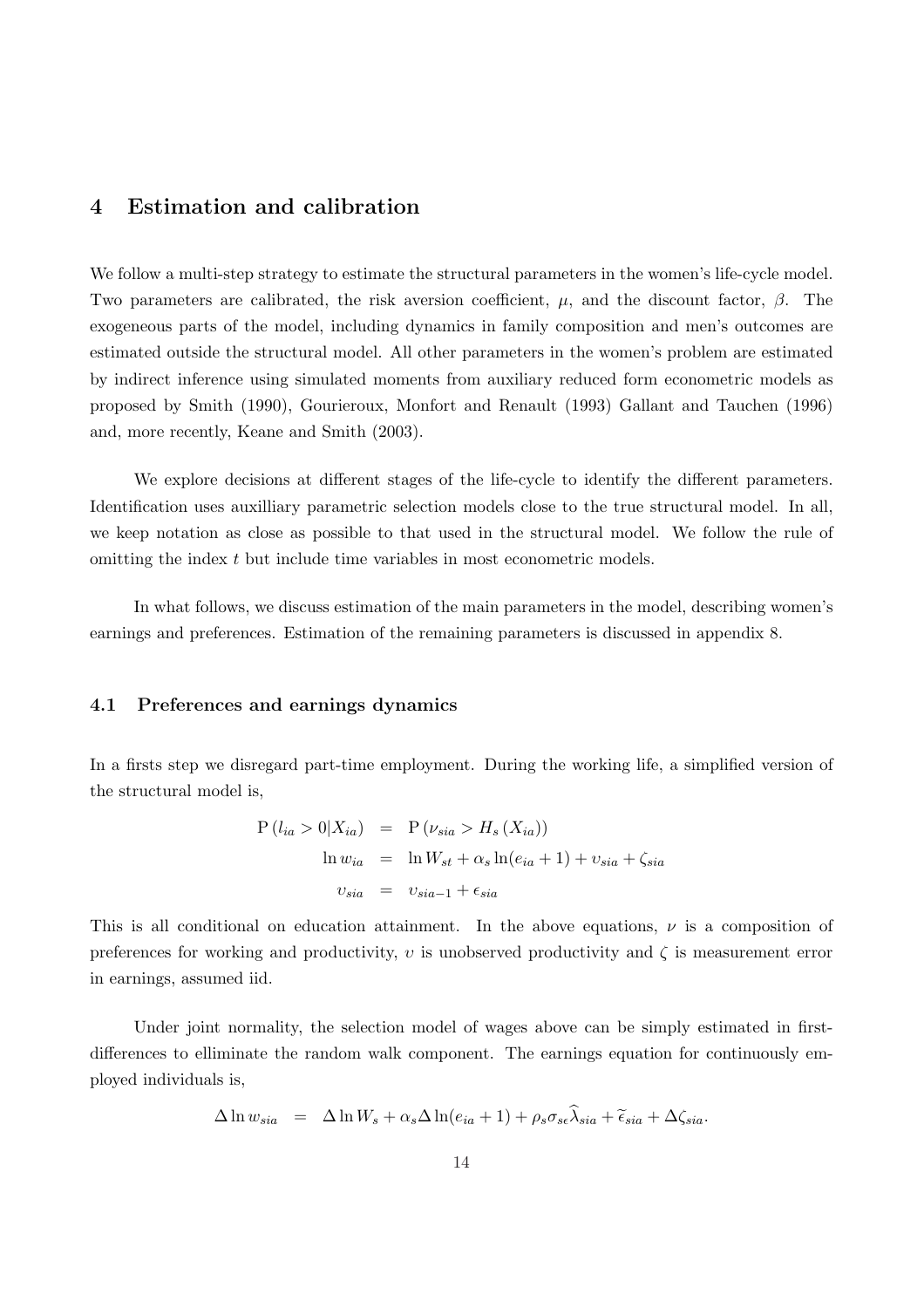## 4 Estimation and calibration

We follow a multi-step strategy to estimate the structural parameters in the women's life-cycle model. Two parameters are calibrated, the risk aversion coefficient, $\mu$, and the discount factor, $\beta$. The exogeneous parts of the model, including dynamics in family composition and men's outcomes are estimated outside the structural model. All other parameters in the women's problem are estimated by indirect inference using simulated moments from auxiliary reduced form econometric models as proposed by Smith (1990), Gourieroux, Monfort and Renault (1993) Gallant and Tauchen (1996) and, more recently, Keane and Smith (2003).

We explore decisions at different stages of the life-cycle to identify the different parameters. Identification uses auxilliary parametric selection models close to the true structural model. In all, we keep notation as close as possible to that used in the structural model. We follow the rule of omitting the index $t$ but include time variables in most econometric models.

In what follows, we discuss estimation of the main parameters in the model, describing women's earnings and preferences. Estimation of the remaining parameters is discussed in appendix 8.

### 4.1 Preferences and earnings dynamics

In a firsts step we disregard part-time employment. During the working life, a simplified version of the structural model is,

$$
\begin{aligned}
\mathrm{P}\left(l_{ia} > 0 | X_{ia}\right) &= \mathrm{P}\left(\nu_{sia} > H_s\left(X_{ia}\right)\right) \\
\ln w_{ia} &= \ln W_{st} + \alpha_s \ln(e_{ia}+1) + \upsilon_{sia} + \zeta_{sia} \\
\upsilon_{sia} &= \upsilon_{sia-1} + \epsilon_{sia}
\end{aligned}
$$

This is all conditional on education attainment. In the above equations, $\nu$ is a composition of preferences for working and productivity, $\upsilon$ is unobserved productivity and $\zeta$ is measurement error in earnings, assumed iid.

Under joint normality, the selection model of wages above can be simply estimated in first-differences to elliminate the random walk component. The earnings equation for continuously employed individuals is,

$$
\Delta \ln w_{sia} = \Delta \ln W_s + \alpha_s \Delta \ln(e_{ia}+1) + \rho_s \sigma_{s\epsilon} \widehat{\lambda}_{sia} + \widetilde{\epsilon}_{sia} + \Delta \zeta_{sia}.
$$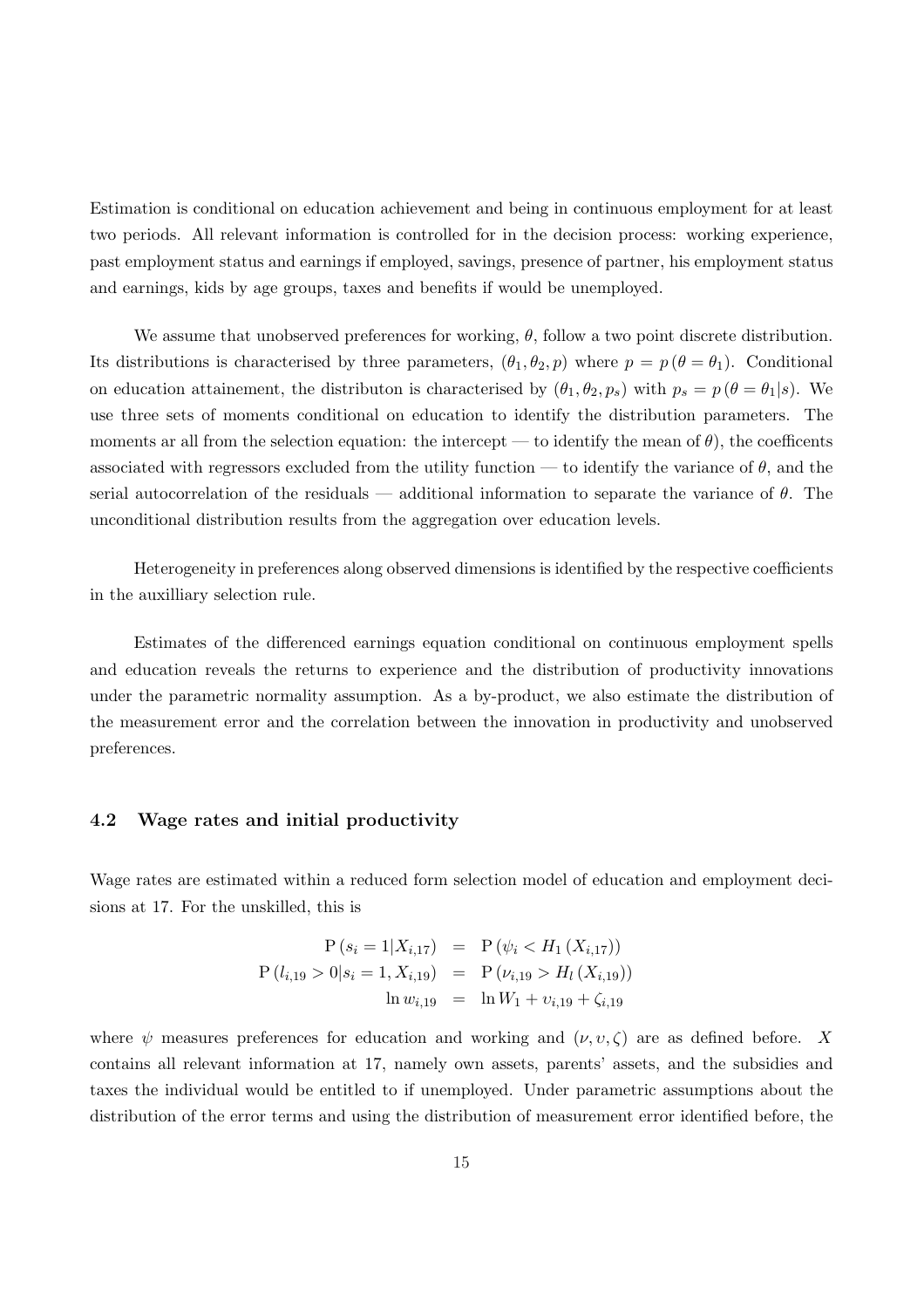Estimation is conditional on education achievement and being in continuous employment for at least two periods. All relevant information is controlled for in the decision process: working experience, past employment status and earnings if employed, savings, presence of partner, his employment status and earnings, kids by age groups, taxes and benefits if would be unemployed.

We assume that unobserved preferences for working, $\theta$, follow a two point discrete distribution. Its distributions is characterised by three parameters, $(\theta_1, \theta_2, p)$ where $p = p(\theta = \theta_1)$. Conditional on education attainement, the distributon is characterised by $(\theta_1, \theta_2, p_s)$ with $p_s = p(\theta = \theta_1 | s)$. We use three sets of moments conditional on education to identify the distribution parameters. The moments ar all from the selection equation: the intercept — to identify the mean of $\theta$), the coefficents associated with regressors excluded from the utility function — to identify the variance of $\theta$, and the serial autocorrelation of the residuals — additional information to separate the variance of $\theta$. The unconditional distribution results from the aggregation over education levels.

Heterogeneity in preferences along observed dimensions is identified by the respective coefficients in the auxilliary selection rule.

Estimates of the differenced earnings equation conditional on continuous employment spells and education reveals the returns to experience and the distribution of productivity innovations under the parametric normality assumption. As a by-product, we also estimate the distribution of the measurement error and the correlation between the innovation in productivity and unobserved preferences.

### 4.2 Wage rates and initial productivity

Wage rates are estimated within a reduced form selection model of education and employment decisions at 17. For the unskilled, this is

$$
\begin{aligned}
\mathrm{P}\left(s_i = 1 | X_{i,17}\right) &= \mathrm{P}\left(\psi_i < H_1\left(X_{i,17}\right)\right) \\
\mathrm{P}\left(l_{i,19} > 0 | s_i = 1, X_{i,19}\right) &= \mathrm{P}\left(\nu_{i,19} > H_l\left(X_{i,19}\right)\right) \\
\ln w_{i,19} &= \ln W_1 + \upsilon_{i,19} + \zeta_{i,19}
\end{aligned}
$$

where $\psi$ measures preferences for education and working and $(\nu, \upsilon, \zeta)$ are as defined before. $X$ contains all relevant information at 17, namely own assets, parents' assets, and the subsidies and taxes the individual would be entitled to if unemployed. Under parametric assumptions about the distribution of the error terms and using the distribution of measurement error identified before, the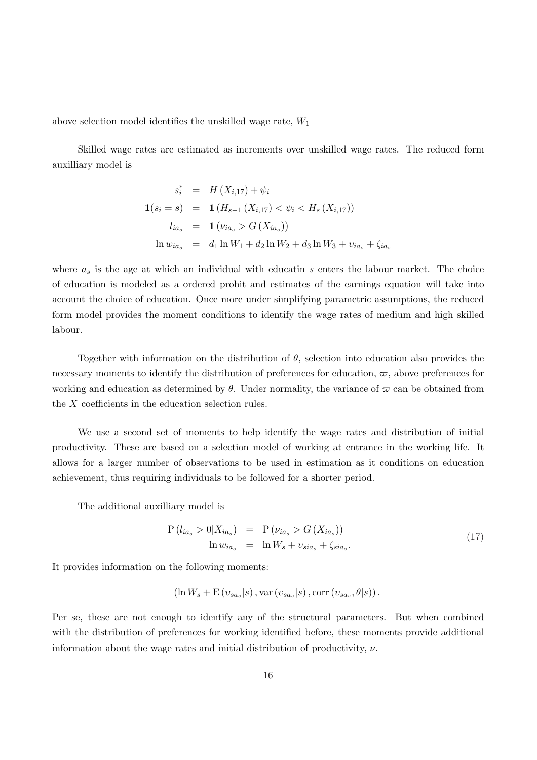above selection model identifies the unskilled wage rate, $W_1$

Skilled wage rates are estimated as increments over unskilled wage rates. The reduced form auxilliary model is

$$
\begin{aligned}
s_i^* &= H\left(X_{i,17}\right) + \psi_i \\
\mathbf{1}(s_i = s) &= \mathbf{1}\left(H_{s-1}\left(X_{i,17}\right) < \psi_i < H_s\left(X_{i,17}\right)\right) \\
l_{ia_s} &= \mathbf{1}\left(\nu_{ia_s} > G\left(X_{ia_s}\right)\right) \\
\ln w_{ia_s} &= d_1 \ln W_1 + d_2 \ln W_2 + d_3 \ln W_3 + \upsilon_{ia_s} + \zeta_{ia_s}
\end{aligned}
$$

where $a_s$ is the age at which an individual with educatin $s$ enters the labour market. The choice of education is modeled as a ordered probit and estimates of the earnings equation will take into account the choice of education. Once more under simplifying parametric assumptions, the reduced form model provides the moment conditions to identify the wage rates of medium and high skilled labour.

Together with information on the distribution of $\theta$, selection into education also provides the necessary moments to identify the distribution of preferences for education, $\varpi$, above preferences for working and education as determined by $\theta$. Under normality, the variance of $\varpi$ can be obtained from the $X$ coefficients in the education selection rules.

We use a second set of moments to help identify the wage rates and distribution of initial productivity. These are based on a selection model of working at entrance in the working life. It allows for a larger number of observations to be used in estimation as it conditions on education achievement, thus requiring individuals to be followed for a shorter period.

The additional auxilliary model is

$$
\begin{aligned}
\mathrm{P}\left(l_{ia_s} > 0 | X_{ia_s}\right) &= \mathrm{P}\left(\nu_{ia_s} > G\left(X_{ia_s}\right)\right) \\
\ln w_{ia_s} &= \ln W_s + \upsilon_{sia_s} + \zeta_{sia_s}.
\end{aligned}
\tag{17}
$$

It provides information on the following moments:

$$
\left(\ln W_s + \mathrm{E}\left(\upsilon_{sa_s}|s\right), \mathrm{var}\left(\upsilon_{sa_s}|s\right), \mathrm{corr}\left(\upsilon_{sa_s}, \theta|s\right)\right).
$$

Per se, these are not enough to identify any of the structural parameters. But when combined with the distribution of preferences for working identified before, these moments provide additional information about the wage rates and initial distribution of productivity, $\nu$.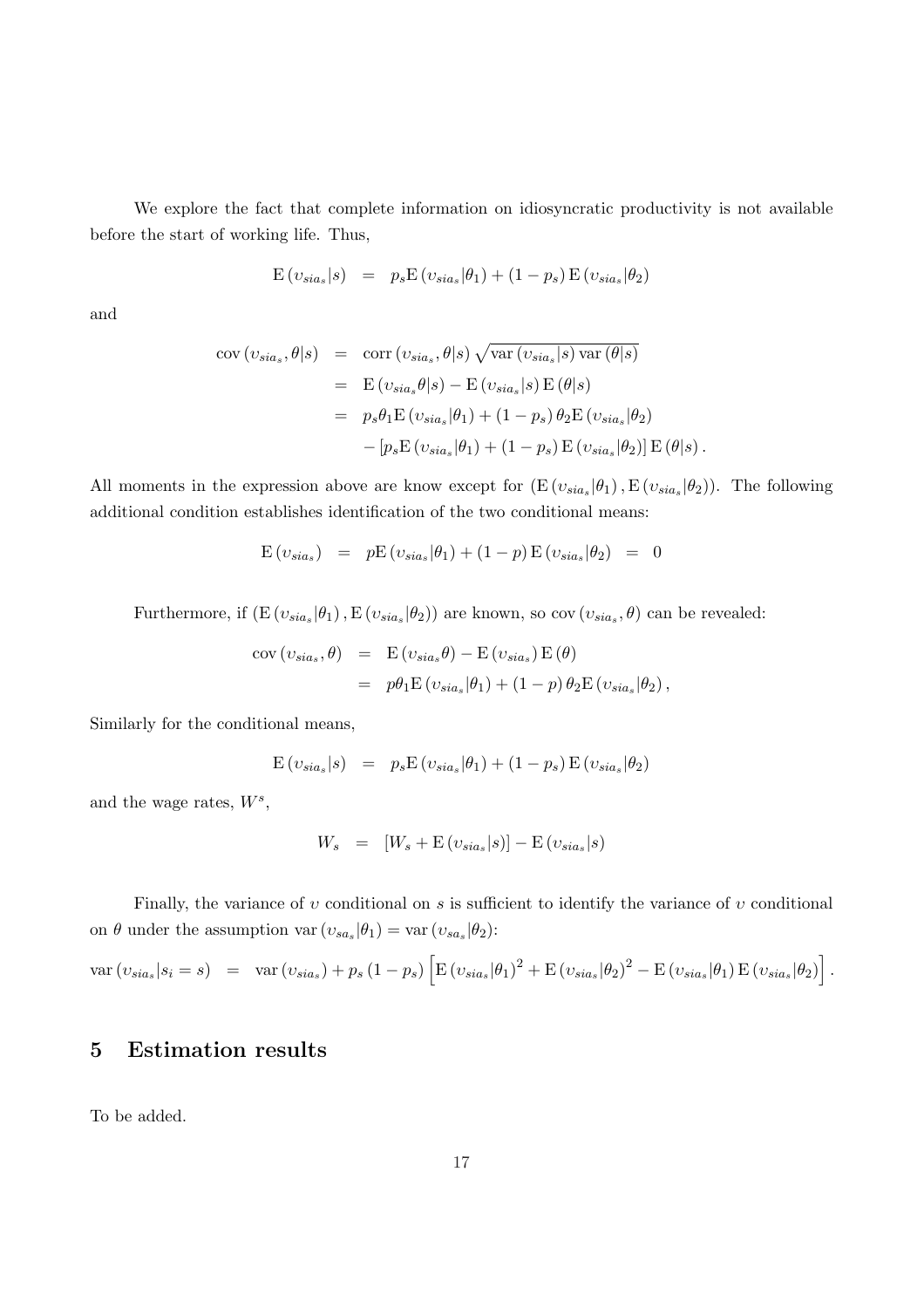We explore the fact that complete information on idiosyncratic productivity is not available before the start of working life. Thus,

$$\mathrm{E}\left(\upsilon_{sia_s}|s\right) \;\;=\;\; p_s\mathrm{E}\left(\upsilon_{sia_s}|\theta_1\right) + \left(1-p_s\right)\mathrm{E}\left(\upsilon_{sia_s}|\theta_2\right)$$

and

$$\begin{aligned}
\operatorname{cov}\left(\upsilon_{sia_s},\theta|s\right) &= \operatorname{corr}\left(\upsilon_{sia_s},\theta|s\right)\sqrt{\operatorname{var}\left(\upsilon_{sia_s}|s\right)\operatorname{var}\left(\theta|s\right)} \\
&= \mathrm{E}\left(\upsilon_{sia_s}\theta|s\right) - \mathrm{E}\left(\upsilon_{sia_s}|s\right)\mathrm{E}\left(\theta|s\right) \\
&= p_s\theta_1\mathrm{E}\left(\upsilon_{sia_s}|\theta_1\right) + \left(1-p_s\right)\theta_2\mathrm{E}\left(\upsilon_{sia_s}|\theta_2\right) \\
&\quad - \left[p_s\mathrm{E}\left(\upsilon_{sia_s}|\theta_1\right) + \left(1-p_s\right)\mathrm{E}\left(\upsilon_{sia_s}|\theta_2\right)\right]\mathrm{E}\left(\theta|s\right).
\end{aligned}$$

All moments in the expression above are know except for $\left(\mathrm{E}\left(\upsilon_{sia_s}|\theta_1\right),\mathrm{E}\left(\upsilon_{sia_s}|\theta_2\right)\right)$. The following additional condition establishes identification of the two conditional means:

$$\mathrm{E}\left(\upsilon_{sia_s}\right) \;\;=\;\; p\mathrm{E}\left(\upsilon_{sia_s}|\theta_1\right) + \left(1-p\right)\mathrm{E}\left(\upsilon_{sia_s}|\theta_2\right) \;\;=\;\; 0$$

Furthermore, if $\left(\mathrm{E}\left(\upsilon_{sia_s}|\theta_1\right),\mathrm{E}\left(\upsilon_{sia_s}|\theta_2\right)\right)$ are known, so $\operatorname{cov}\left(\upsilon_{sia_s},\theta\right)$ can be revealed:

$$\begin{aligned}
\operatorname{cov}\left(\upsilon_{sia_s},\theta\right) &= \mathrm{E}\left(\upsilon_{sia_s}\theta\right) - \mathrm{E}\left(\upsilon_{sia_s}\right)\mathrm{E}\left(\theta\right) \\
&= p\theta_1\mathrm{E}\left(\upsilon_{sia_s}|\theta_1\right) + \left(1-p\right)\theta_2\mathrm{E}\left(\upsilon_{sia_s}|\theta_2\right),
\end{aligned}$$

Similarly for the conditional means,

$$\mathrm{E}\left(\upsilon_{sia_s}|s\right) \;\;=\;\; p_s\mathrm{E}\left(\upsilon_{sia_s}|\theta_1\right) + \left(1-p_s\right)\mathrm{E}\left(\upsilon_{sia_s}|\theta_2\right)$$

and the wage rates, $W^s$,

$$W_s \;\;=\;\; \left[W_s + \mathrm{E}\left(\upsilon_{sia_s}|s\right)\right] - \mathrm{E}\left(\upsilon_{sia_s}|s\right)$$

Finally, the variance of $\upsilon$ conditional on $s$ is sufficient to identify the variance of $\upsilon$ conditional on $\theta$ under the assumption $\operatorname{var}\left(\upsilon_{sa_s}|\theta_1\right) = \operatorname{var}\left(\upsilon_{sa_s}|\theta_2\right)$:

$$\operatorname{var}\left(\upsilon_{sia_s}|s_i = s\right) \;\;=\;\; \operatorname{var}\left(\upsilon_{sia_s}\right) + p_s\left(1-p_s\right)\left[\mathrm{E}\left(\upsilon_{sia_s}|\theta_1\right)^2 + \mathrm{E}\left(\upsilon_{sia_s}|\theta_2\right)^2 - \mathrm{E}\left(\upsilon_{sia_s}|\theta_1\right)\mathrm{E}\left(\upsilon_{sia_s}|\theta_2\right)\right].$$

## 5 Estimation results

To be added.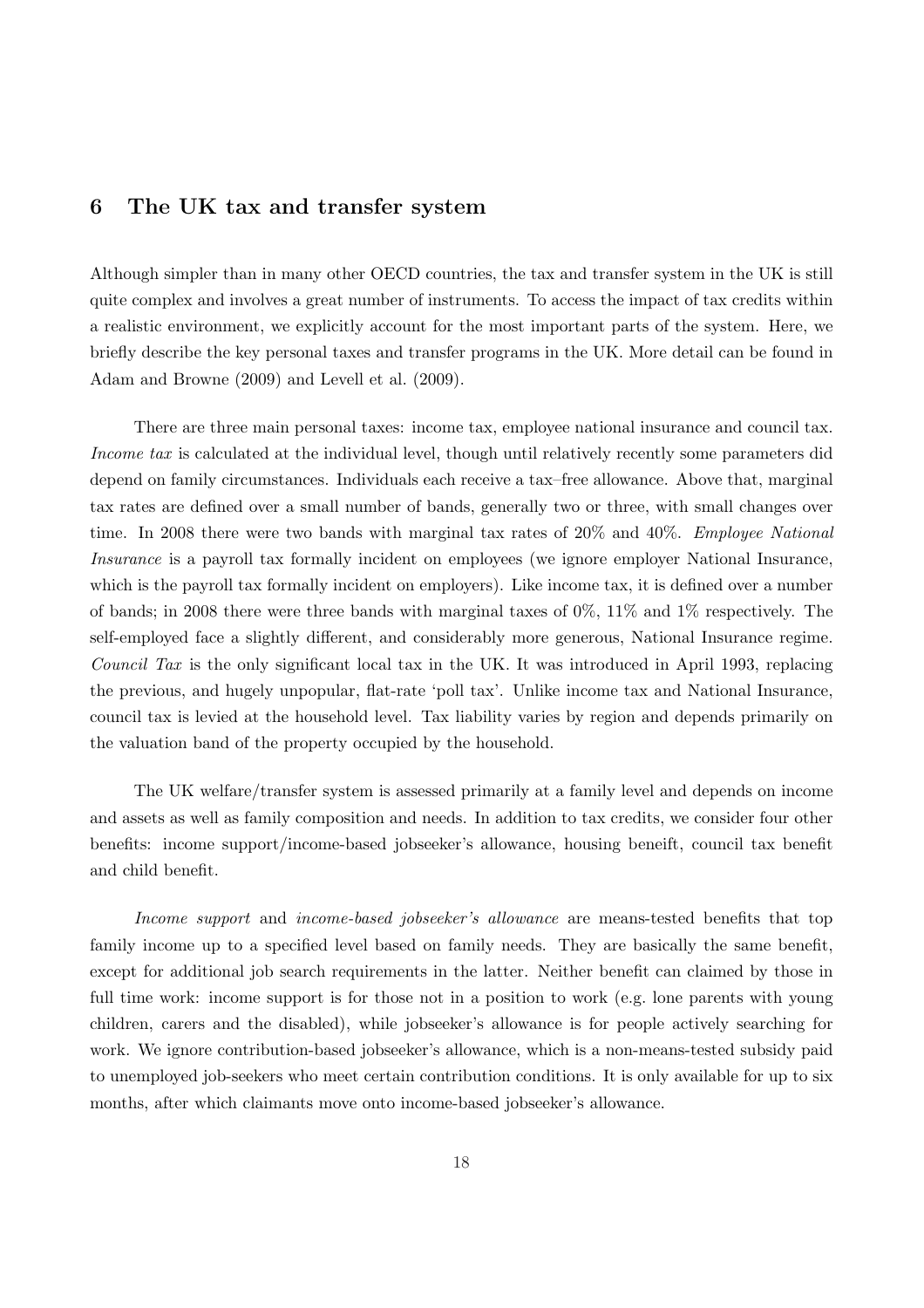## 6 The UK tax and transfer system

Although simpler than in many other OECD countries, the tax and transfer system in the UK is still quite complex and involves a great number of instruments. To access the impact of tax credits within a realistic environment, we explicitly account for the most important parts of the system. Here, we briefly describe the key personal taxes and transfer programs in the UK. More detail can be found in Adam and Browne (2009) and Levell et al. (2009).

There are three main personal taxes: income tax, employee national insurance and council tax. *Income tax* is calculated at the individual level, though until relatively recently some parameters did depend on family circumstances. Individuals each receive a tax–free allowance. Above that, marginal tax rates are defined over a small number of bands, generally two or three, with small changes over time. In 2008 there were two bands with marginal tax rates of 20% and 40%. *Employee National Insurance* is a payroll tax formally incident on employees (we ignore employer National Insurance, which is the payroll tax formally incident on employers). Like income tax, it is defined over a number of bands; in 2008 there were three bands with marginal taxes of 0%, 11% and 1% respectively. The self-employed face a slightly different, and considerably more generous, National Insurance regime. *Council Tax* is the only significant local tax in the UK. It was introduced in April 1993, replacing the previous, and hugely unpopular, flat-rate 'poll tax'. Unlike income tax and National Insurance, council tax is levied at the household level. Tax liability varies by region and depends primarily on the valuation band of the property occupied by the household.

The UK welfare/transfer system is assessed primarily at a family level and depends on income and assets as well as family composition and needs. In addition to tax credits, we consider four other benefits: income support/income-based jobseeker's allowance, housing beneift, council tax benefit and child benefit.

*Income support* and *income-based jobseeker's allowance* are means-tested benefits that top family income up to a specified level based on family needs. They are basically the same benefit, except for additional job search requirements in the latter. Neither benefit can claimed by those in full time work: income support is for those not in a position to work (e.g. lone parents with young children, carers and the disabled), while jobseeker's allowance is for people actively searching for work. We ignore contribution-based jobseeker's allowance, which is a non-means-tested subsidy paid to unemployed job-seekers who meet certain contribution conditions. It is only available for up to six months, after which claimants move onto income-based jobseeker's allowance.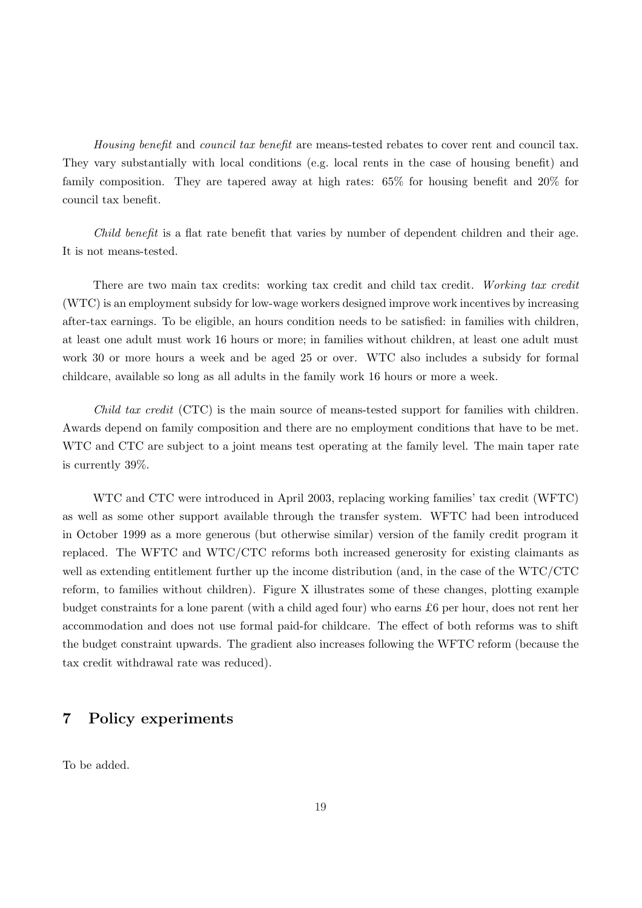*Housing benefit* and *council tax benefit* are means-tested rebates to cover rent and council tax. They vary substantially with local conditions (e.g. local rents in the case of housing benefit) and family composition. They are tapered away at high rates: 65% for housing benefit and 20% for council tax benefit.

*Child benefit* is a flat rate benefit that varies by number of dependent children and their age. It is not means-tested.

There are two main tax credits: working tax credit and child tax credit. *Working tax credit* (WTC) is an employment subsidy for low-wage workers designed improve work incentives by increasing after-tax earnings. To be eligible, an hours condition needs to be satisfied: in families with children, at least one adult must work 16 hours or more; in families without children, at least one adult must work 30 or more hours a week and be aged 25 or over. WTC also includes a subsidy for formal childcare, available so long as all adults in the family work 16 hours or more a week.

*Child tax credit* (CTC) is the main source of means-tested support for families with children. Awards depend on family composition and there are no employment conditions that have to be met. WTC and CTC are subject to a joint means test operating at the family level. The main taper rate is currently 39%.

WTC and CTC were introduced in April 2003, replacing working families' tax credit (WFTC) as well as some other support available through the transfer system. WFTC had been introduced in October 1999 as a more generous (but otherwise similar) version of the family credit program it replaced. The WFTC and WTC/CTC reforms both increased generosity for existing claimants as well as extending entitlement further up the income distribution (and, in the case of the WTC/CTC reform, to families without children). Figure X illustrates some of these changes, plotting example budget constraints for a lone parent (with a child aged four) who earns £6 per hour, does not rent her accommodation and does not use formal paid-for childcare. The effect of both reforms was to shift the budget constraint upwards. The gradient also increases following the WFTC reform (because the tax credit withdrawal rate was reduced).

# 7 Policy experiments

To be added.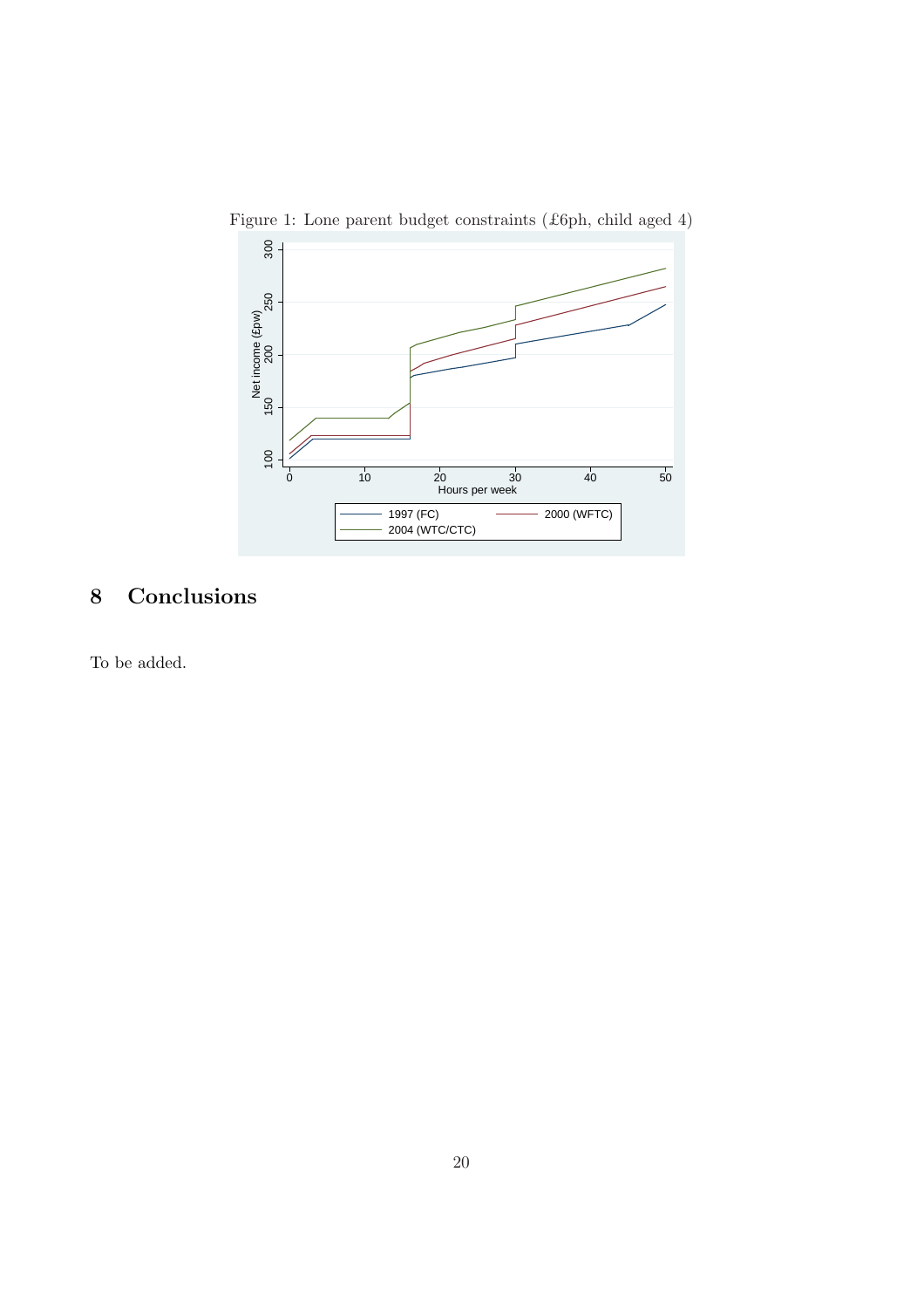Figure 1: Lone parent budget constraints (£6ph, child aged 4)

## 8 Conclusions

To be added.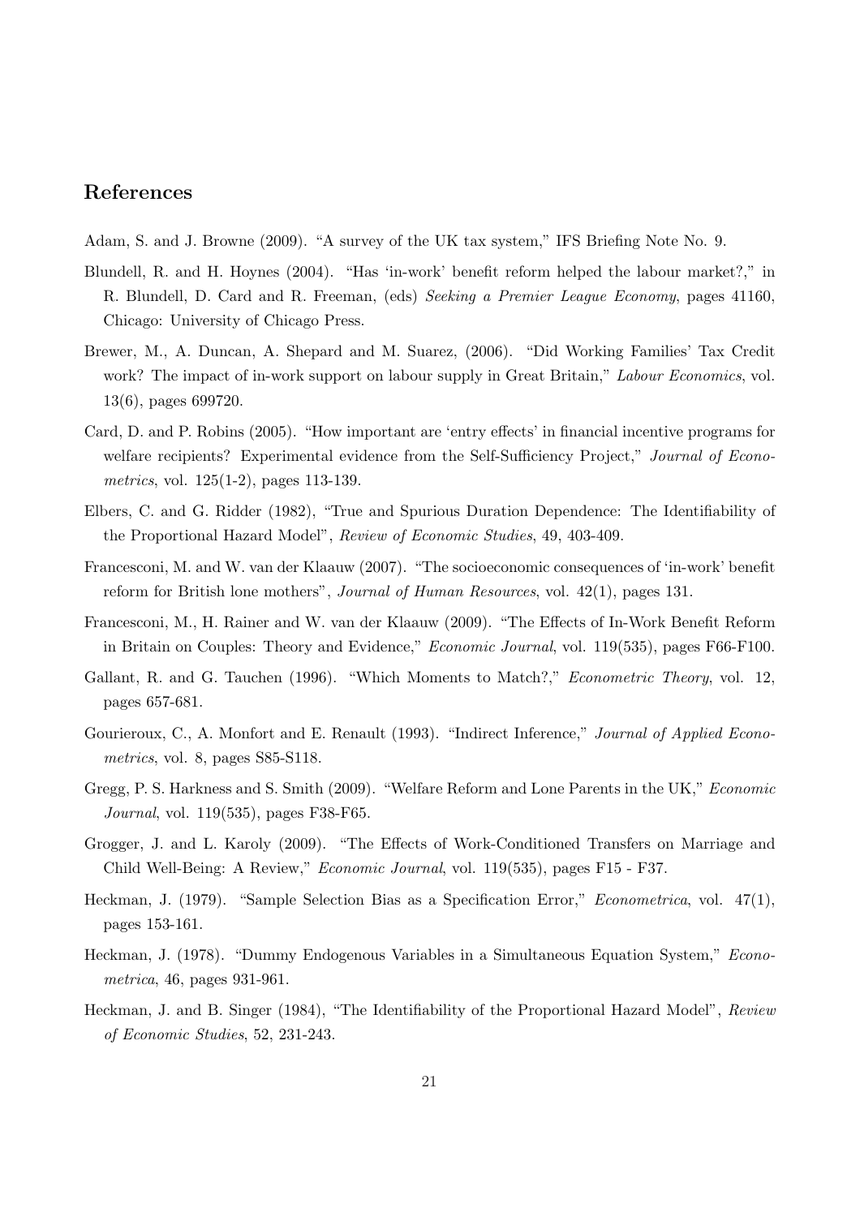## References

Adam, S. and J. Browne (2009). "A survey of the UK tax system," IFS Briefing Note No. 9.

Blundell, R. and H. Hoynes (2004). "Has 'in-work' benefit reform helped the labour market?," in R. Blundell, D. Card and R. Freeman, (eds) *Seeking a Premier League Economy*, pages 41160, Chicago: University of Chicago Press.

Brewer, M., A. Duncan, A. Shepard and M. Suarez, (2006). "Did Working Families' Tax Credit work? The impact of in-work support on labour supply in Great Britain," *Labour Economics*, vol. 13(6), pages 699720.

Card, D. and P. Robins (2005). "How important are 'entry effects' in financial incentive programs for welfare recipients? Experimental evidence from the Self-Sufficiency Project," *Journal of Econometrics*, vol. 125(1-2), pages 113-139.

Elbers, C. and G. Ridder (1982), "True and Spurious Duration Dependence: The Identifiability of the Proportional Hazard Model", *Review of Economic Studies*, 49, 403-409.

Francesconi, M. and W. van der Klaauw (2007). "The socioeconomic consequences of 'in-work' benefit reform for British lone mothers", *Journal of Human Resources*, vol. 42(1), pages 131.

Francesconi, M., H. Rainer and W. van der Klaauw (2009). "The Effects of In-Work Benefit Reform in Britain on Couples: Theory and Evidence," *Economic Journal*, vol. 119(535), pages F66-F100.

Gallant, R. and G. Tauchen (1996). "Which Moments to Match?," *Econometric Theory*, vol. 12, pages 657-681.

Gourieroux, C., A. Monfort and E. Renault (1993). "Indirect Inference," *Journal of Applied Econometrics*, vol. 8, pages S85-S118.

Gregg, P. S. Harkness and S. Smith (2009). "Welfare Reform and Lone Parents in the UK," *Economic Journal*, vol. 119(535), pages F38-F65.

Grogger, J. and L. Karoly (2009). "The Effects of Work-Conditioned Transfers on Marriage and Child Well-Being: A Review," *Economic Journal*, vol. 119(535), pages F15 - F37.

Heckman, J. (1979). "Sample Selection Bias as a Specification Error," *Econometrica*, vol. 47(1), pages 153-161.

Heckman, J. (1978). "Dummy Endogenous Variables in a Simultaneous Equation System," *Econometrica*, 46, pages 931-961.

Heckman, J. and B. Singer (1984), "The Identifiability of the Proportional Hazard Model", *Review of Economic Studies*, 52, 231-243.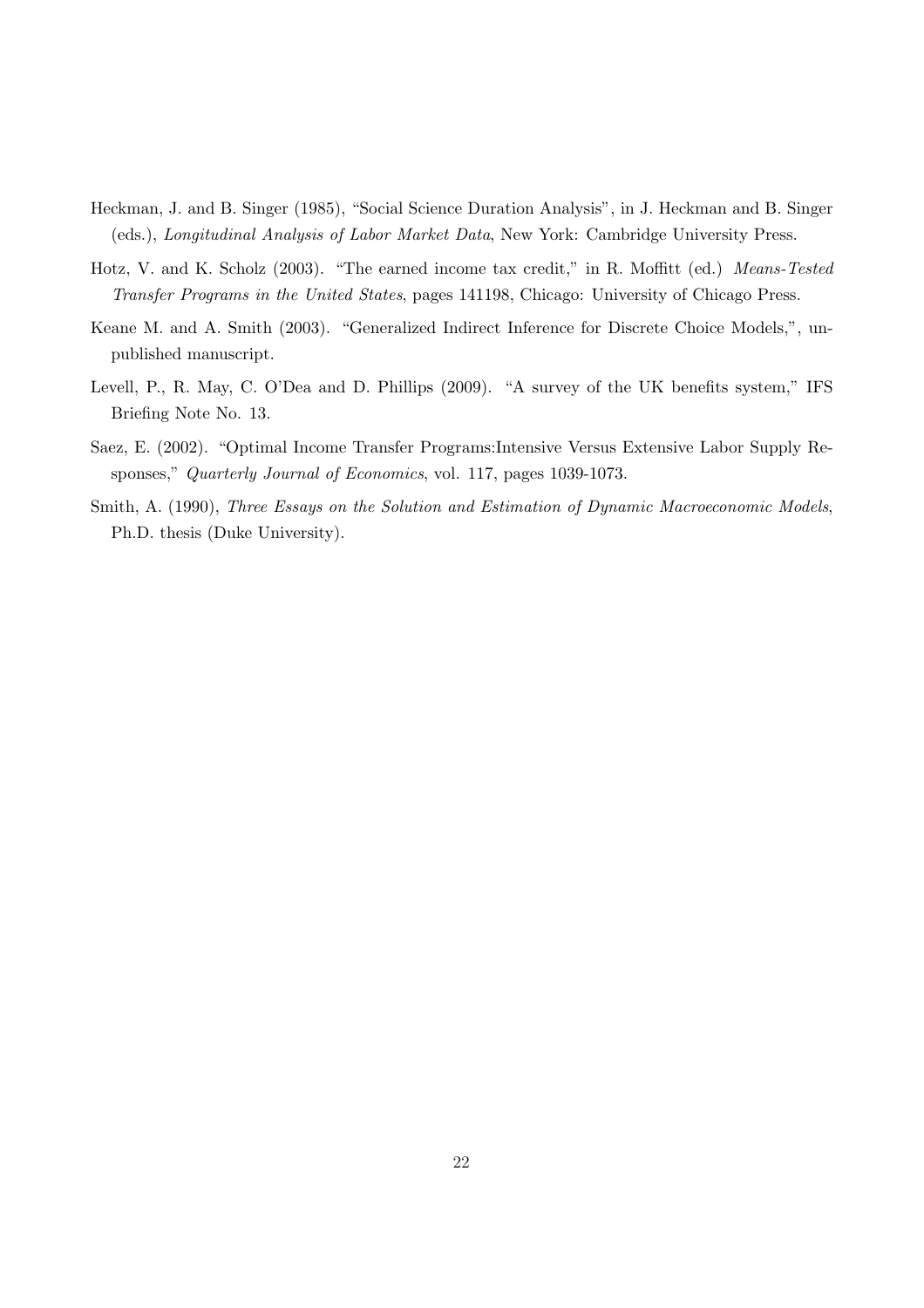Heckman, J. and B. Singer (1985), "Social Science Duration Analysis", in J. Heckman and B. Singer (eds.), *Longitudinal Analysis of Labor Market Data*, New York: Cambridge University Press.

Hotz, V. and K. Scholz (2003). "The earned income tax credit," in R. Moffitt (ed.) *Means-Tested Transfer Programs in the United States*, pages 141198, Chicago: University of Chicago Press.

Keane M. and A. Smith (2003). "Generalized Indirect Inference for Discrete Choice Models,", unpublished manuscript.

Levell, P., R. May, C. O'Dea and D. Phillips (2009). "A survey of the UK benefits system," IFS Briefing Note No. 13.

Saez, E. (2002). "Optimal Income Transfer Programs:Intensive Versus Extensive Labor Supply Responses," *Quarterly Journal of Economics*, vol. 117, pages 1039-1073.

Smith, A. (1990), *Three Essays on the Solution and Estimation of Dynamic Macroeconomic Models*, Ph.D. thesis (Duke University).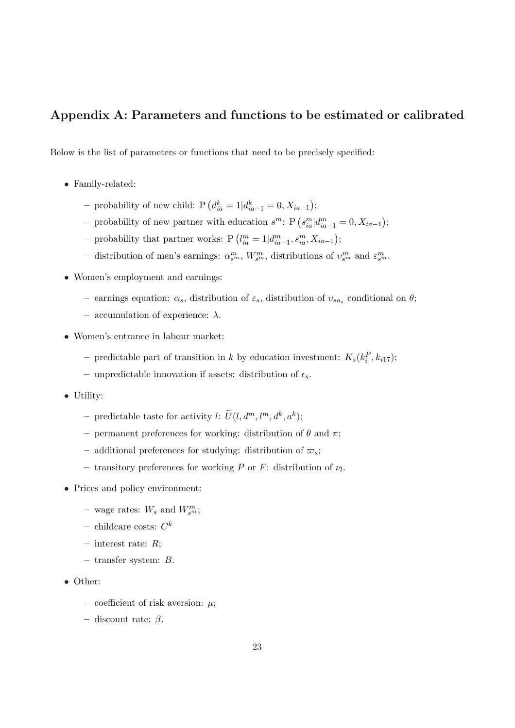## Appendix A: Parameters and functions to be estimated or calibrated

Below is the list of parameters or functions that need to be precisely specified:

- Family-related:
  - probability of new child: $\mathrm{P}\left(d^k_{ia} = 1 | d^k_{ia-1} = 0, X_{ia-1}\right)$;
  - probability of new partner with education $s^m$: $\mathrm{P}\left(s^m_{ia} | d^m_{ia-1} = 0, X_{ia-1}\right)$;
  - probability that partner works: $\mathrm{P}\left(l^m_{ia} = 1 | d^m_{ia-1}, s^m_{ia}, X_{ia-1}\right)$;
  - distribution of men's earnings: $\alpha^m_{s^m}$, $W^m_{s^m}$, distributions of $\upsilon^m_{s^m}$ and $\varepsilon^m_{s^m}$.
- Women's employment and earnings:
  - earnings equation: $\alpha_s$, distribution of $\varepsilon_s$, distribution of $\upsilon_{sa_s}$ conditional on $\theta$;
  - accumulation of experience: $\lambda$.
- Women's entrance in labour market:
  - predictable part of transition in $k$ by education investment: $K_s(k^P_i, k_{i17})$;
  - unpredictable innovation if assets: distribution of $\epsilon_s$.
- Utility:
  - predictable taste for activity $l$: $\widetilde{U}(l, d^m, l^m, d^k, a^k)$;
  - permanent preferences for working: distribution of $\theta$ and $\pi$;
  - additional preferences for studying: distribution of $\varpi_s$;
  - transitory preferences for working $P$ or $F$: distribution of $\nu_l$.
- Prices and policy environment:
  - wage rates: $W_s$ and $W^m_{s^m}$;
  - childcare costs: $C^k$
  - interest rate: $R$;
  - transfer system: $B$.
- Other:
  - coefficient of risk aversion: $\mu$;
  - discount rate: $\beta$.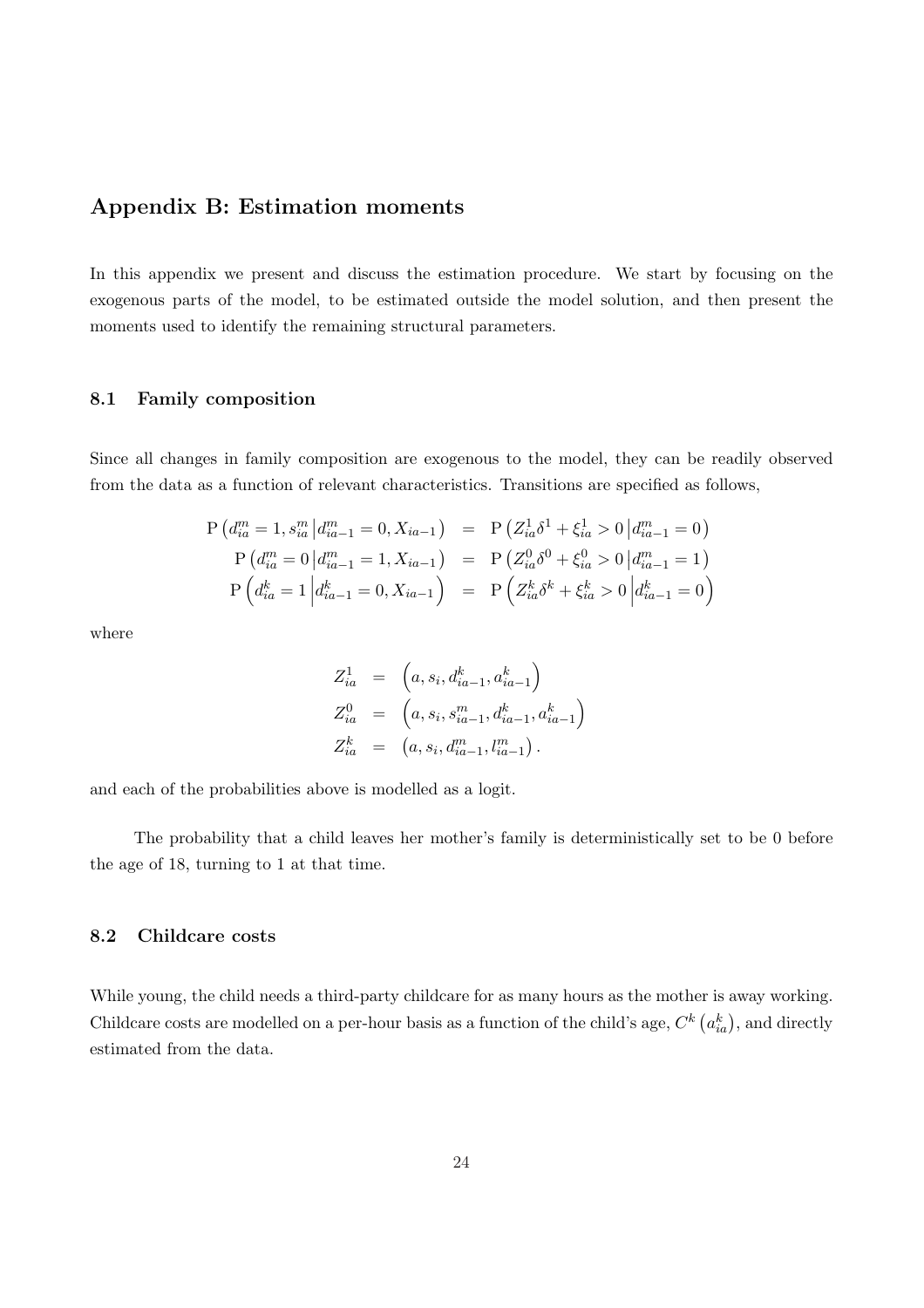## Appendix B: Estimation moments

In this appendix we present and discuss the estimation procedure. We start by focusing on the exogenous parts of the model, to be estimated outside the model solution, and then present the moments used to identify the remaining structural parameters.

### 8.1 Family composition

Since all changes in family composition are exogenous to the model, they can be readily observed from the data as a function of relevant characteristics. Transitions are specified as follows,

$$
\begin{aligned}
\mathrm{P}\left(d^m_{ia}=1, s^m_{ia}\left|d^m_{ia-1}=0, X_{ia-1}\right.\right) &= \mathrm{P}\left(Z^1_{ia}\delta^1+\xi^1_{ia}>0\left|d^m_{ia-1}=0\right.\right)\\
\mathrm{P}\left(d^m_{ia}=0\left|d^m_{ia-1}=1, X_{ia-1}\right.\right) &= \mathrm{P}\left(Z^0_{ia}\delta^0+\xi^0_{ia}>0\left|d^m_{ia-1}=1\right.\right)\\
\mathrm{P}\left(d^k_{ia}=1\left|d^k_{ia-1}=0, X_{ia-1}\right.\right) &= \mathrm{P}\left(Z^k_{ia}\delta^k+\xi^k_{ia}>0\left|d^k_{ia-1}=0\right.\right)
\end{aligned}
$$

where

$$
\begin{aligned}
Z^1_{ia} &= \left(a, s_i, d^k_{ia-1}, a^k_{ia-1}\right)\\
Z^0_{ia} &= \left(a, s_i, s^m_{ia-1}, d^k_{ia-1}, a^k_{ia-1}\right)\\
Z^k_{ia} &= \left(a, s_i, d^m_{ia-1}, l^m_{ia-1}\right).
\end{aligned}
$$

and each of the probabilities above is modelled as a logit.

The probability that a child leaves her mother's family is deterministically set to be 0 before the age of 18, turning to 1 at that time.

### 8.2 Childcare costs

While young, the child needs a third-party childcare for as many hours as the mother is away working. Childcare costs are modelled on a per-hour basis as a function of the child's age, $C^k\left(a^k_{ia}\right)$, and directly estimated from the data.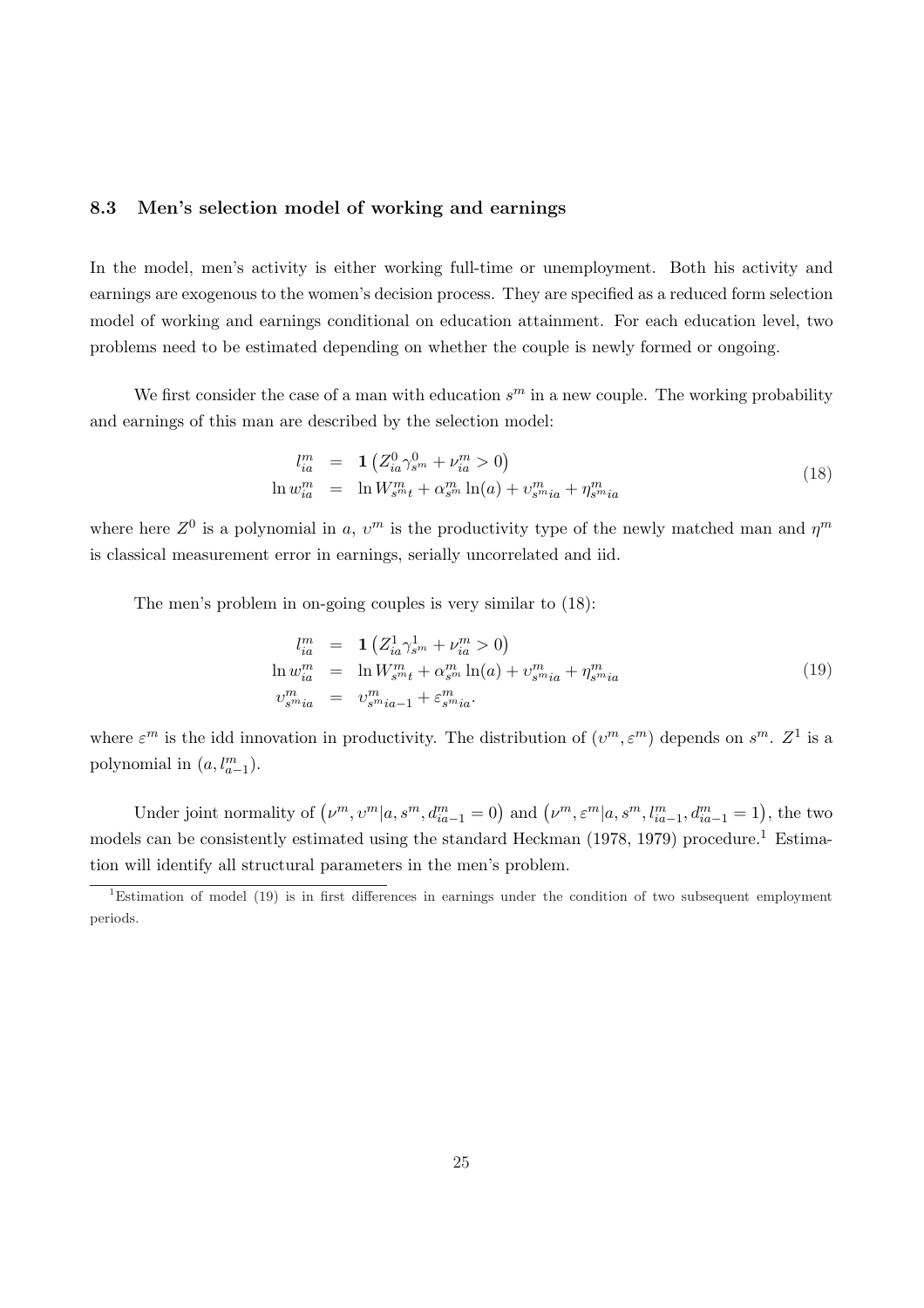### 8.3 Men's selection model of working and earnings

In the model, men's activity is either working full-time or unemployment. Both his activity and earnings are exogenous to the women's decision process. They are specified as a reduced form selection model of working and earnings conditional on education attainment. For each education level, two problems need to be estimated depending on whether the couple is newly formed or ongoing.

We first consider the case of a man with education $s^m$ in a new couple. The working probability and earnings of this man are described by the selection model:

$$
\begin{aligned}
l^m_{ia} &= \mathbf{1}\left(Z^0_{ia}\gamma^0_{s^m} + \nu^m_{ia} > 0\right) \\
\ln w^m_{ia} &= \ln W^m_{s^m t} + \alpha^m_{s^m}\ln(a) + \upsilon^m_{s^m ia} + \eta^m_{s^m ia}
\end{aligned}
\tag{18}
$$

where here $Z^0$ is a polynomial in $a$, $\upsilon^m$ is the productivity type of the newly matched man and $\eta^m$ is classical measurement error in earnings, serially uncorrelated and iid.

The men's problem in on-going couples is very similar to (18):

$$
\begin{aligned}
l^m_{ia} &= \mathbf{1}\left(Z^1_{ia}\gamma^1_{s^m} + \nu^m_{ia} > 0\right) \\
\ln w^m_{ia} &= \ln W^m_{s^m t} + \alpha^m_{s^m}\ln(a) + \upsilon^m_{s^m ia} + \eta^m_{s^m ia} \\
\upsilon^m_{s^m ia} &= \upsilon^m_{s^m ia-1} + \varepsilon^m_{s^m ia}.
\end{aligned}
\tag{19}
$$

where $\varepsilon^m$ is the idd innovation in productivity. The distribution of $(\upsilon^m, \varepsilon^m)$ depends on $s^m$. $Z^1$ is a polynomial in $(a, l^m_{a-1})$.

Under joint normality of $\left(\nu^m, \upsilon^m | a, s^m, d^m_{ia-1} = 0\right)$ and $\left(\nu^m, \varepsilon^m | a, s^m, l^m_{ia-1}, d^m_{ia-1} = 1\right)$, the two models can be consistently estimated using the standard Heckman (1978, 1979) procedure.[1] Estimation will identify all structural parameters in the men's problem.

[1] Estimation of model (19) is in first differences in earnings under the condition of two subsequent employment periods.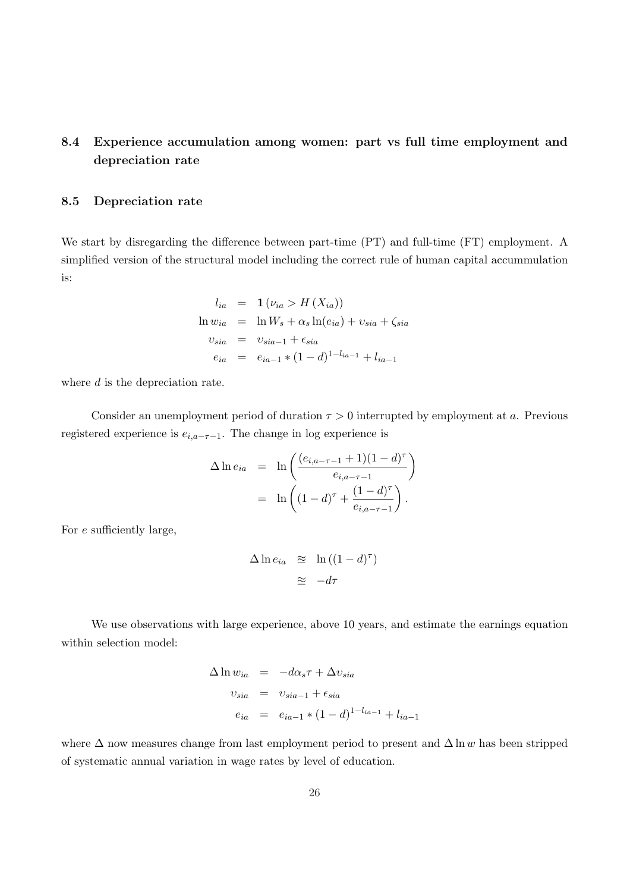## 8.4 Experience accumulation among women: part vs full time employment and depreciation rate

## 8.5 Depreciation rate

We start by disregarding the difference between part-time (PT) and full-time (FT) employment. A simplified version of the structural model including the correct rule of human capital accummulation is:

$$
\begin{aligned}
l_{ia} &= \mathbf{1}\left(\nu_{ia} > H\left(X_{ia}\right)\right) \\
\ln w_{ia} &= \ln W_s + \alpha_s \ln(e_{ia}) + \upsilon_{sia} + \zeta_{sia} \\
\upsilon_{sia} &= \upsilon_{sia-1} + \epsilon_{sia} \\
e_{ia} &= e_{ia-1} * (1-d)^{1-l_{ia-1}} + l_{ia-1}
\end{aligned}
$$

where $d$ is the depreciation rate.

Consider an unemployment period of duration $\tau > 0$ interrupted by employment at $a$. Previous registered experience is $e_{i,a-\tau-1}$. The change in log experience is

$$
\begin{aligned}
\Delta \ln e_{ia} &= \ln\left(\frac{(e_{i,a-\tau-1}+1)(1-d)^{\tau}}{e_{i,a-\tau-1}}\right) \\
&= \ln\left((1-d)^{\tau} + \frac{(1-d)^{\tau}}{e_{i,a-\tau-1}}\right).
\end{aligned}
$$

For $e$ sufficiently large,

$$
\begin{aligned}
\Delta \ln e_{ia} &\approxeq \ln\left((1-d)^{\tau}\right) \\
&\approxeq -d\tau
\end{aligned}
$$

We use observations with large experience, above 10 years, and estimate the earnings equation within selection model:

$$
\begin{aligned}
\Delta \ln w_{ia} &= -d\alpha_s \tau + \Delta \upsilon_{sia} \\
\upsilon_{sia} &= \upsilon_{sia-1} + \epsilon_{sia} \\
e_{ia} &= e_{ia-1} * (1-d)^{1-l_{ia-1}} + l_{ia-1}
\end{aligned}
$$

where $\Delta$ now measures change from last employment period to present and $\Delta \ln w$ has been stripped of systematic annual variation in wage rates by level of education.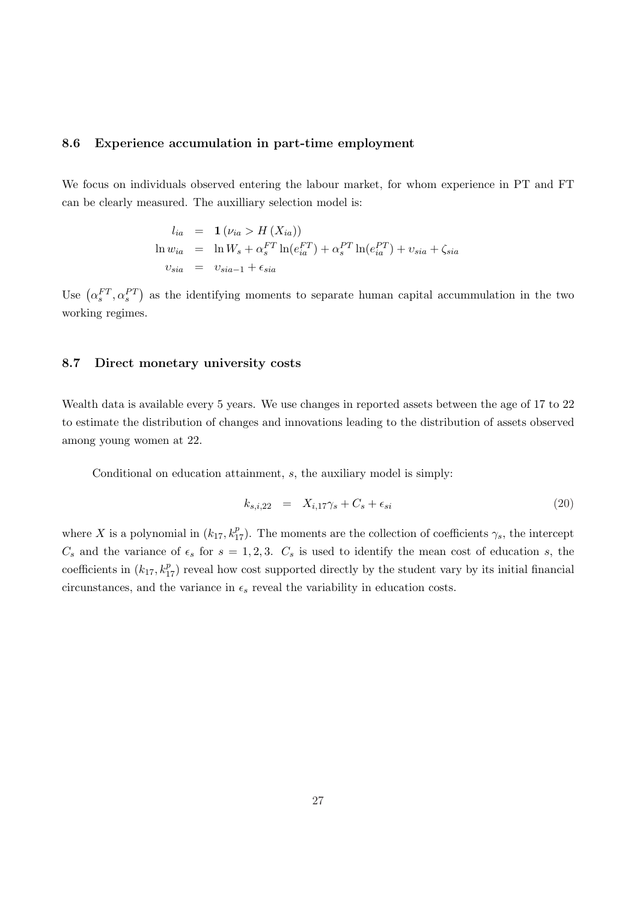### 8.6 Experience accumulation in part-time employment

We focus on individuals observed entering the labour market, for whom experience in PT and FT can be clearly measured. The auxilliary selection model is:

$$
\begin{aligned}
l_{ia} &= \mathbf{1}\left(\nu_{ia} > H\left(X_{ia}\right)\right) \\
\ln w_{ia} &= \ln W_s + \alpha_s^{FT} \ln(e_{ia}^{FT}) + \alpha_s^{PT} \ln(e_{ia}^{PT}) + \upsilon_{sia} + \zeta_{sia} \\
\upsilon_{sia} &= \upsilon_{sia-1} + \epsilon_{sia}
\end{aligned}
$$

Use $\left(\alpha_s^{FT}, \alpha_s^{PT}\right)$ as the identifying moments to separate human capital accummulation in the two working regimes.

### 8.7 Direct monetary university costs

Wealth data is available every 5 years. We use changes in reported assets between the age of 17 to 22 to estimate the distribution of changes and innovations leading to the distribution of assets observed among young women at 22.

Conditional on education attainment, $s$, the auxiliary model is simply:

$$
k_{s,i,22} = X_{i,17}\gamma_s + C_s + \epsilon_{si} \tag{20}
$$

where $X$ is a polynomial in $(k_{17}, k_{17}^p)$. The moments are the collection of coefficients $\gamma_s$, the intercept $C_s$ and the variance of $\epsilon_s$ for $s = 1, 2, 3$. $C_s$ is used to identify the mean cost of education $s$, the coefficients in $(k_{17}, k_{17}^p)$ reveal how cost supported directly by the student vary by its initial financial circumstances, and the variance in $\epsilon_s$ reveal the variability in education costs.